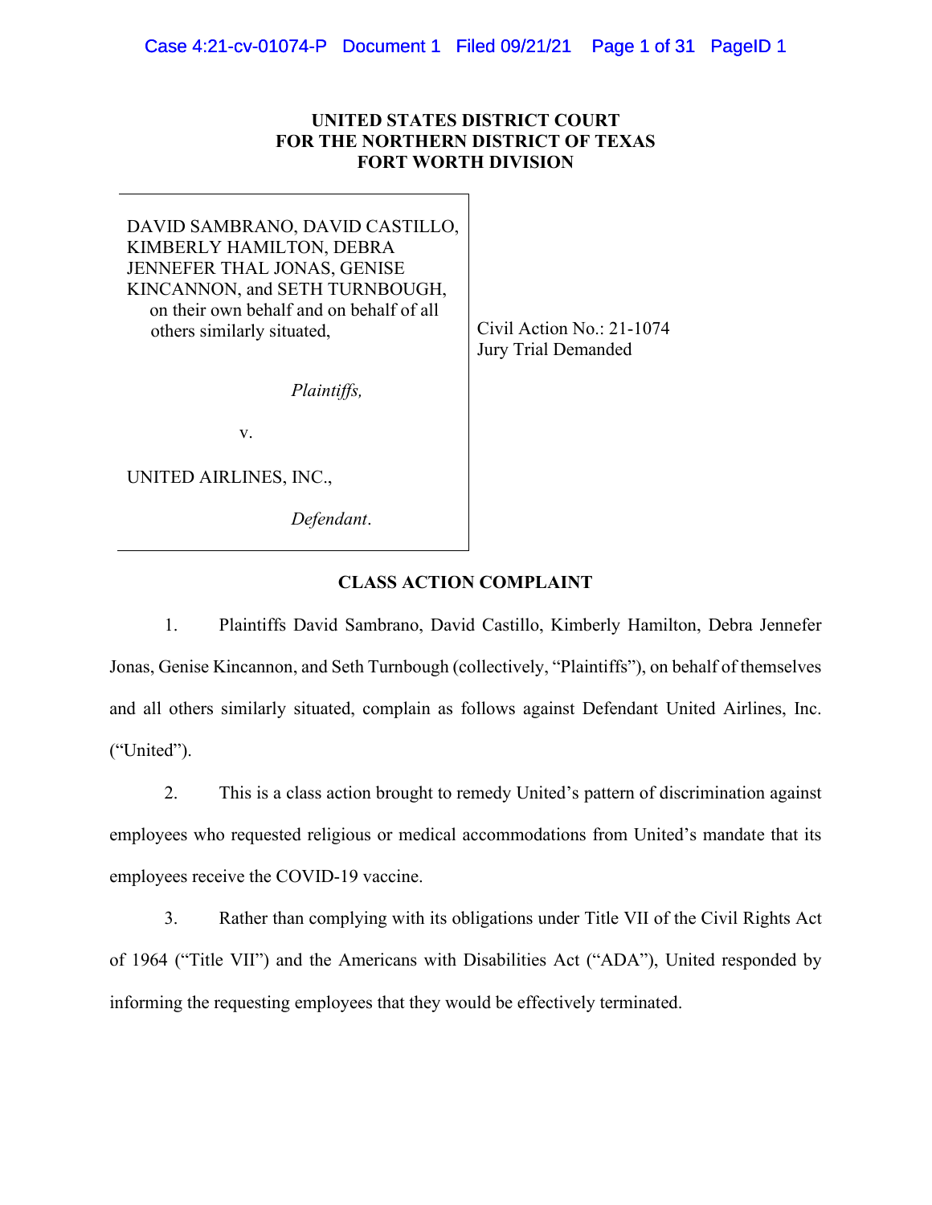**UNITED STATES DISTRICT COURT**
**FOR THE NORTHERN DISTRICT OF TEXAS**
**FORT WORTH DIVISION**

| | |
|---|---|
| DAVID SAMBRANO, DAVID CASTILLO, KIMBERLY HAMILTON, DEBRA JENNEFER THAL JONAS, GENISE KINCANNON, and SETH TURNBOUGH, on their own behalf and on behalf of all others similarly situated,<br><br>*Plaintiffs,*<br><br>v.<br><br>UNITED AIRLINES, INC.,<br><br>*Defendant*. | Civil Action No.: 21-1074<br>Jury Trial Demanded |

**CLASS ACTION COMPLAINT**

1. Plaintiffs David Sambrano, David Castillo, Kimberly Hamilton, Debra Jennefer Jonas, Genise Kincannon, and Seth Turnbough (collectively, "Plaintiffs"), on behalf of themselves and all others similarly situated, complain as follows against Defendant United Airlines, Inc. ("United").

2. This is a class action brought to remedy United's pattern of discrimination against employees who requested religious or medical accommodations from United's mandate that its employees receive the COVID-19 vaccine.

3. Rather than complying with its obligations under Title VII of the Civil Rights Act of 1964 ("Title VII") and the Americans with Disabilities Act ("ADA"), United responded by informing the requesting employees that they would be effectively terminated.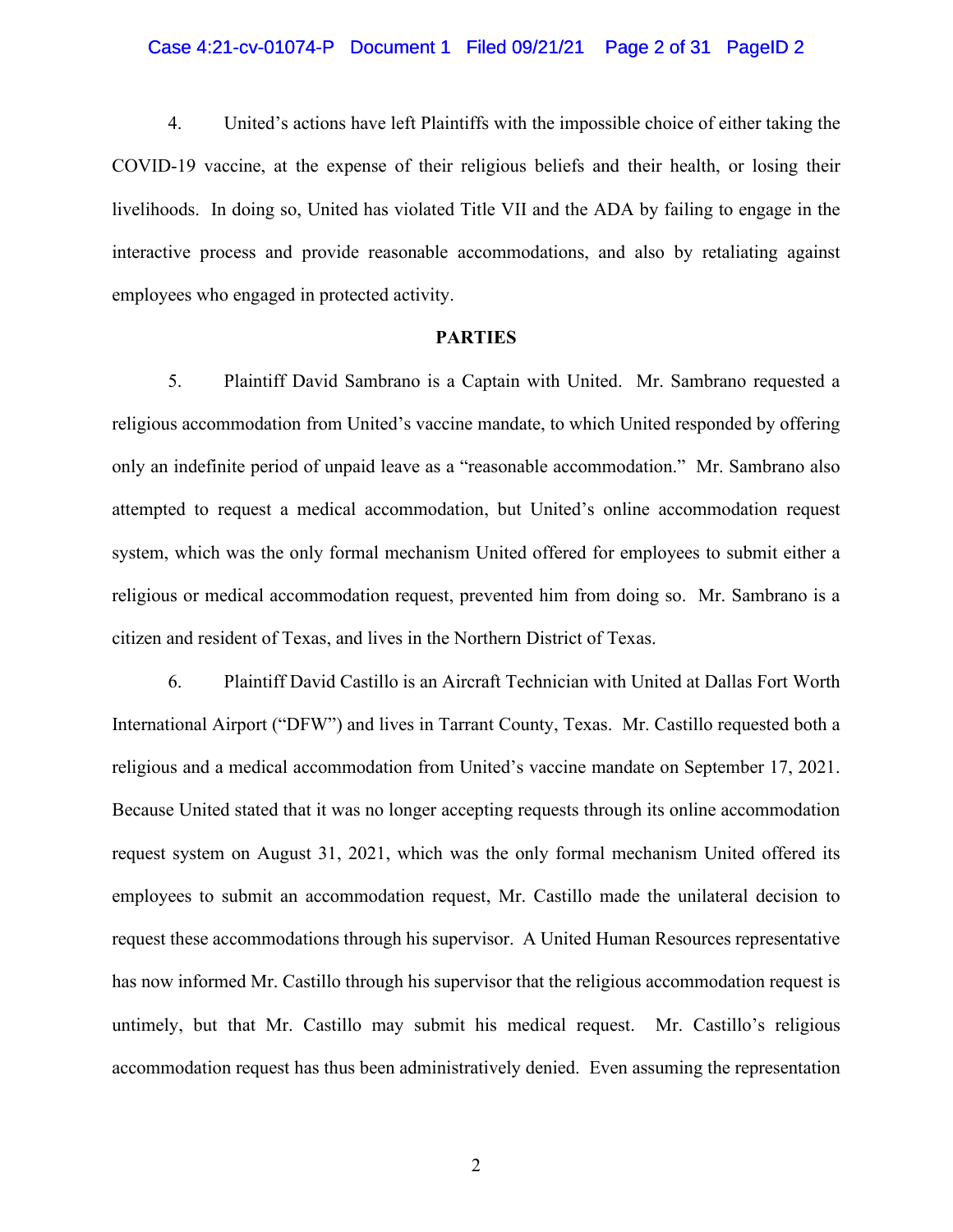4. United's actions have left Plaintiffs with the impossible choice of either taking the COVID-19 vaccine, at the expense of their religious beliefs and their health, or losing their livelihoods. In doing so, United has violated Title VII and the ADA by failing to engage in the interactive process and provide reasonable accommodations, and also by retaliating against employees who engaged in protected activity.

**PARTIES**

5. Plaintiff David Sambrano is a Captain with United. Mr. Sambrano requested a religious accommodation from United's vaccine mandate, to which United responded by offering only an indefinite period of unpaid leave as a "reasonable accommodation." Mr. Sambrano also attempted to request a medical accommodation, but United's online accommodation request system, which was the only formal mechanism United offered for employees to submit either a religious or medical accommodation request, prevented him from doing so. Mr. Sambrano is a citizen and resident of Texas, and lives in the Northern District of Texas.

6. Plaintiff David Castillo is an Aircraft Technician with United at Dallas Fort Worth International Airport ("DFW") and lives in Tarrant County, Texas. Mr. Castillo requested both a religious and a medical accommodation from United's vaccine mandate on September 17, 2021. Because United stated that it was no longer accepting requests through its online accommodation request system on August 31, 2021, which was the only formal mechanism United offered its employees to submit an accommodation request, Mr. Castillo made the unilateral decision to request these accommodations through his supervisor. A United Human Resources representative has now informed Mr. Castillo through his supervisor that the religious accommodation request is untimely, but that Mr. Castillo may submit his medical request. Mr. Castillo's religious accommodation request has thus been administratively denied. Even assuming the representation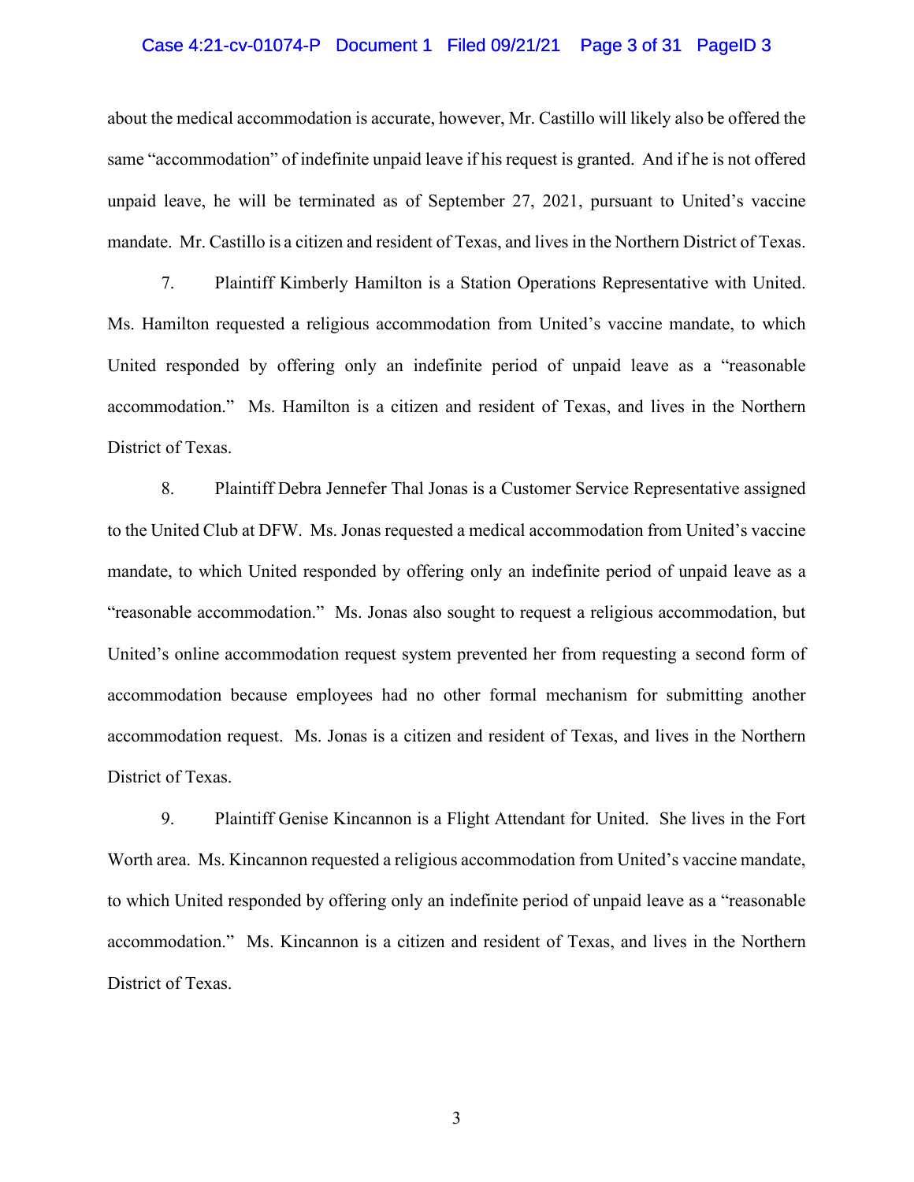about the medical accommodation is accurate, however, Mr. Castillo will likely also be offered the same "accommodation" of indefinite unpaid leave if his request is granted. And if he is not offered unpaid leave, he will be terminated as of September 27, 2021, pursuant to United's vaccine mandate. Mr. Castillo is a citizen and resident of Texas, and lives in the Northern District of Texas.

7. Plaintiff Kimberly Hamilton is a Station Operations Representative with United. Ms. Hamilton requested a religious accommodation from United's vaccine mandate, to which United responded by offering only an indefinite period of unpaid leave as a "reasonable accommodation." Ms. Hamilton is a citizen and resident of Texas, and lives in the Northern District of Texas.

8. Plaintiff Debra Jennefer Thal Jonas is a Customer Service Representative assigned to the United Club at DFW. Ms. Jonas requested a medical accommodation from United's vaccine mandate, to which United responded by offering only an indefinite period of unpaid leave as a "reasonable accommodation." Ms. Jonas also sought to request a religious accommodation, but United's online accommodation request system prevented her from requesting a second form of accommodation because employees had no other formal mechanism for submitting another accommodation request. Ms. Jonas is a citizen and resident of Texas, and lives in the Northern District of Texas.

9. Plaintiff Genise Kincannon is a Flight Attendant for United. She lives in the Fort Worth area. Ms. Kincannon requested a religious accommodation from United's vaccine mandate, to which United responded by offering only an indefinite period of unpaid leave as a "reasonable accommodation." Ms. Kincannon is a citizen and resident of Texas, and lives in the Northern District of Texas.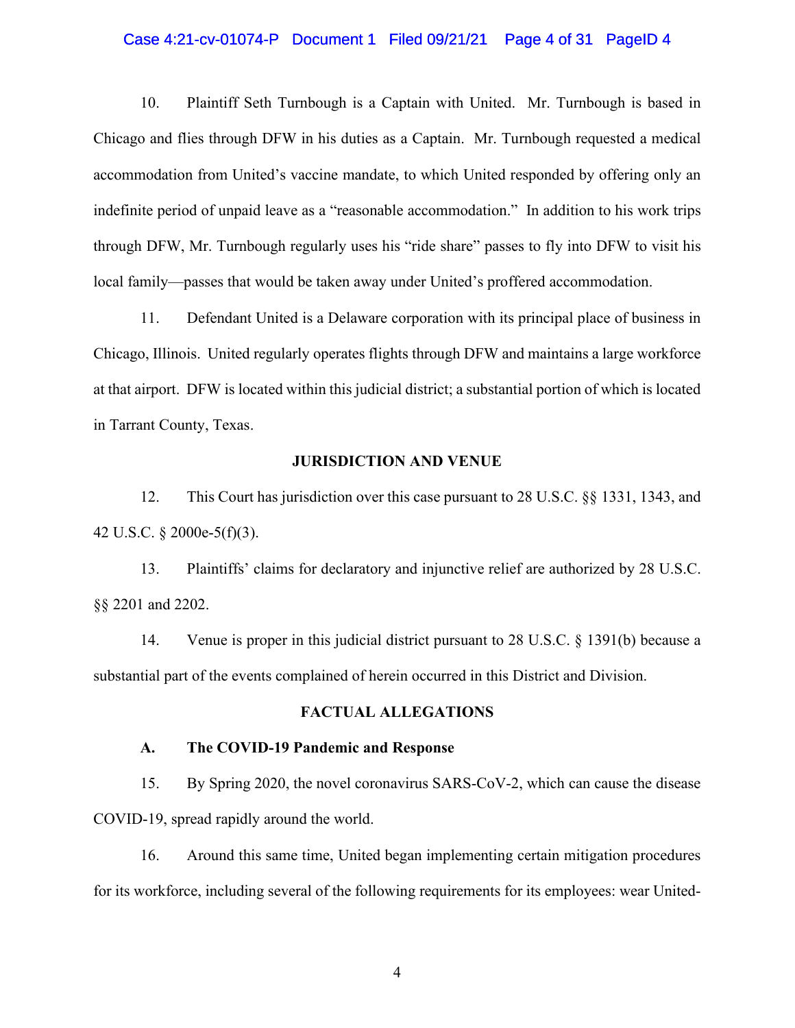10. Plaintiff Seth Turnbough is a Captain with United. Mr. Turnbough is based in Chicago and flies through DFW in his duties as a Captain. Mr. Turnbough requested a medical accommodation from United's vaccine mandate, to which United responded by offering only an indefinite period of unpaid leave as a "reasonable accommodation." In addition to his work trips through DFW, Mr. Turnbough regularly uses his "ride share" passes to fly into DFW to visit his local family—passes that would be taken away under United's proffered accommodation.

11. Defendant United is a Delaware corporation with its principal place of business in Chicago, Illinois. United regularly operates flights through DFW and maintains a large workforce at that airport. DFW is located within this judicial district; a substantial portion of which is located in Tarrant County, Texas.

## JURISDICTION AND VENUE

12. This Court has jurisdiction over this case pursuant to 28 U.S.C. §§ 1331, 1343, and 42 U.S.C. § 2000e-5(f)(3).

13. Plaintiffs' claims for declaratory and injunctive relief are authorized by 28 U.S.C. §§ 2201 and 2202.

14. Venue is proper in this judicial district pursuant to 28 U.S.C. § 1391(b) because a substantial part of the events complained of herein occurred in this District and Division.

## FACTUAL ALLEGATIONS

### A. The COVID-19 Pandemic and Response

15. By Spring 2020, the novel coronavirus SARS-CoV-2, which can cause the disease COVID-19, spread rapidly around the world.

16. Around this same time, United began implementing certain mitigation procedures for its workforce, including several of the following requirements for its employees: wear United-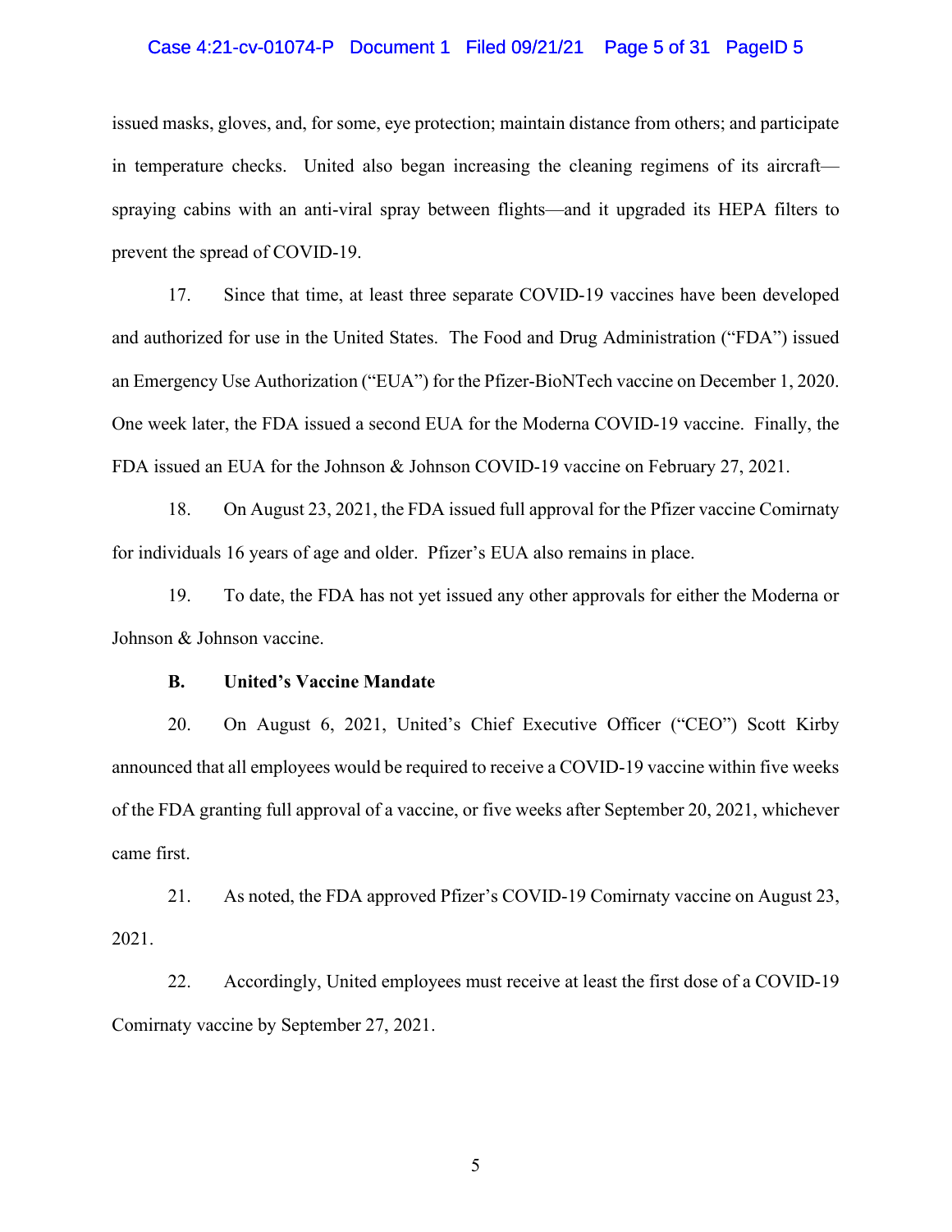issued masks, gloves, and, for some, eye protection; maintain distance from others; and participate in temperature checks. United also began increasing the cleaning regimens of its aircraft—spraying cabins with an anti-viral spray between flights—and it upgraded its HEPA filters to prevent the spread of COVID-19.

17. Since that time, at least three separate COVID-19 vaccines have been developed and authorized for use in the United States. The Food and Drug Administration ("FDA") issued an Emergency Use Authorization ("EUA") for the Pfizer-BioNTech vaccine on December 1, 2020. One week later, the FDA issued a second EUA for the Moderna COVID-19 vaccine. Finally, the FDA issued an EUA for the Johnson & Johnson COVID-19 vaccine on February 27, 2021.

18. On August 23, 2021, the FDA issued full approval for the Pfizer vaccine Comirnaty for individuals 16 years of age and older. Pfizer's EUA also remains in place.

19. To date, the FDA has not yet issued any other approvals for either the Moderna or Johnson & Johnson vaccine.

**B. United's Vaccine Mandate**

20. On August 6, 2021, United's Chief Executive Officer ("CEO") Scott Kirby announced that all employees would be required to receive a COVID-19 vaccine within five weeks of the FDA granting full approval of a vaccine, or five weeks after September 20, 2021, whichever came first.

21. As noted, the FDA approved Pfizer's COVID-19 Comirnaty vaccine on August 23, 2021.

22. Accordingly, United employees must receive at least the first dose of a COVID-19 Comirnaty vaccine by September 27, 2021.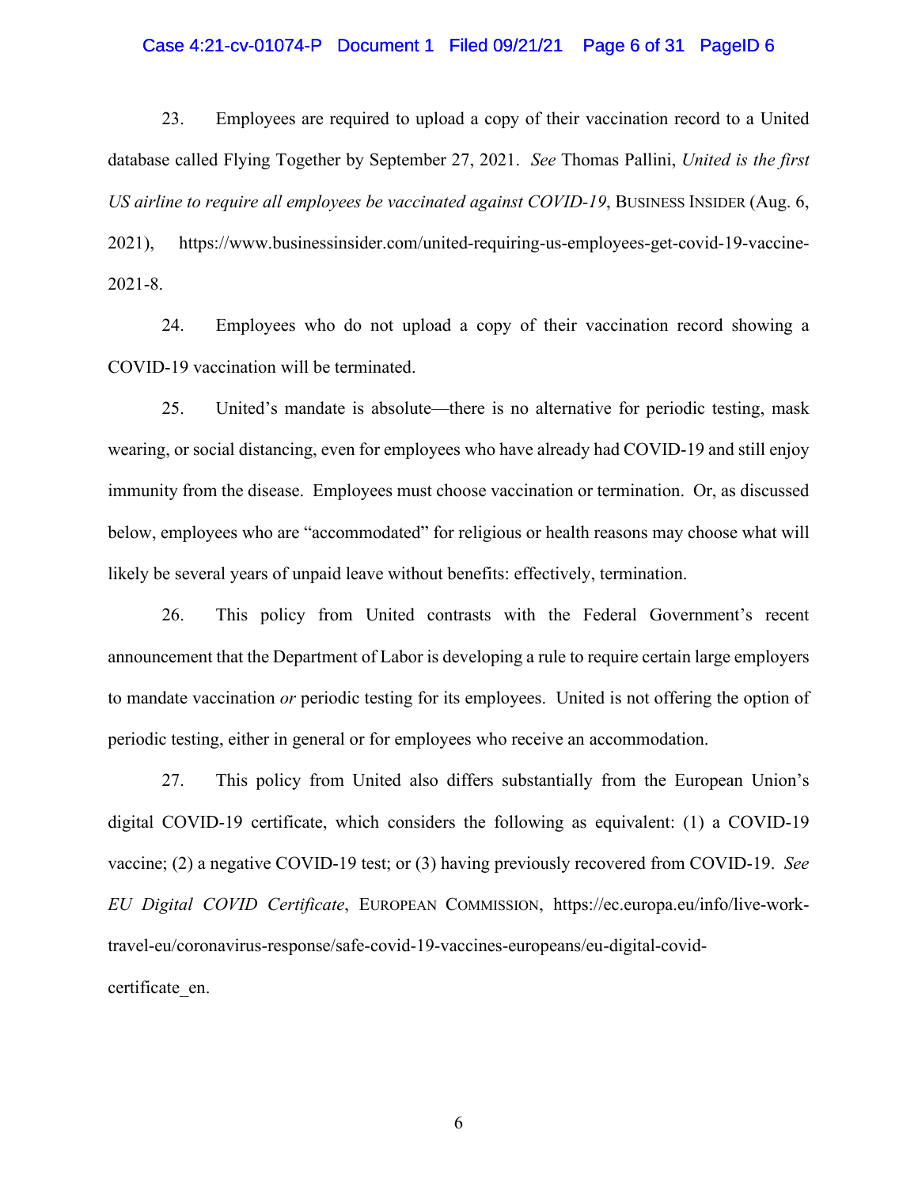23. Employees are required to upload a copy of their vaccination record to a United database called Flying Together by September 27, 2021. *See* Thomas Pallini, *United is the first US airline to require all employees be vaccinated against COVID-19*, BUSINESS INSIDER (Aug. 6, 2021), https://www.businessinsider.com/united-requiring-us-employees-get-covid-19-vaccine-2021-8.

24. Employees who do not upload a copy of their vaccination record showing a COVID-19 vaccination will be terminated.

25. United's mandate is absolute—there is no alternative for periodic testing, mask wearing, or social distancing, even for employees who have already had COVID-19 and still enjoy immunity from the disease. Employees must choose vaccination or termination. Or, as discussed below, employees who are "accommodated" for religious or health reasons may choose what will likely be several years of unpaid leave without benefits: effectively, termination.

26. This policy from United contrasts with the Federal Government's recent announcement that the Department of Labor is developing a rule to require certain large employers to mandate vaccination *or* periodic testing for its employees. United is not offering the option of periodic testing, either in general or for employees who receive an accommodation.

27. This policy from United also differs substantially from the European Union's digital COVID-19 certificate, which considers the following as equivalent: (1) a COVID-19 vaccine; (2) a negative COVID-19 test; or (3) having previously recovered from COVID-19. *See EU Digital COVID Certificate*, EUROPEAN COMMISSION, https://ec.europa.eu/info/live-work-travel-eu/coronavirus-response/safe-covid-19-vaccines-europeans/eu-digital-covid-certificate_en.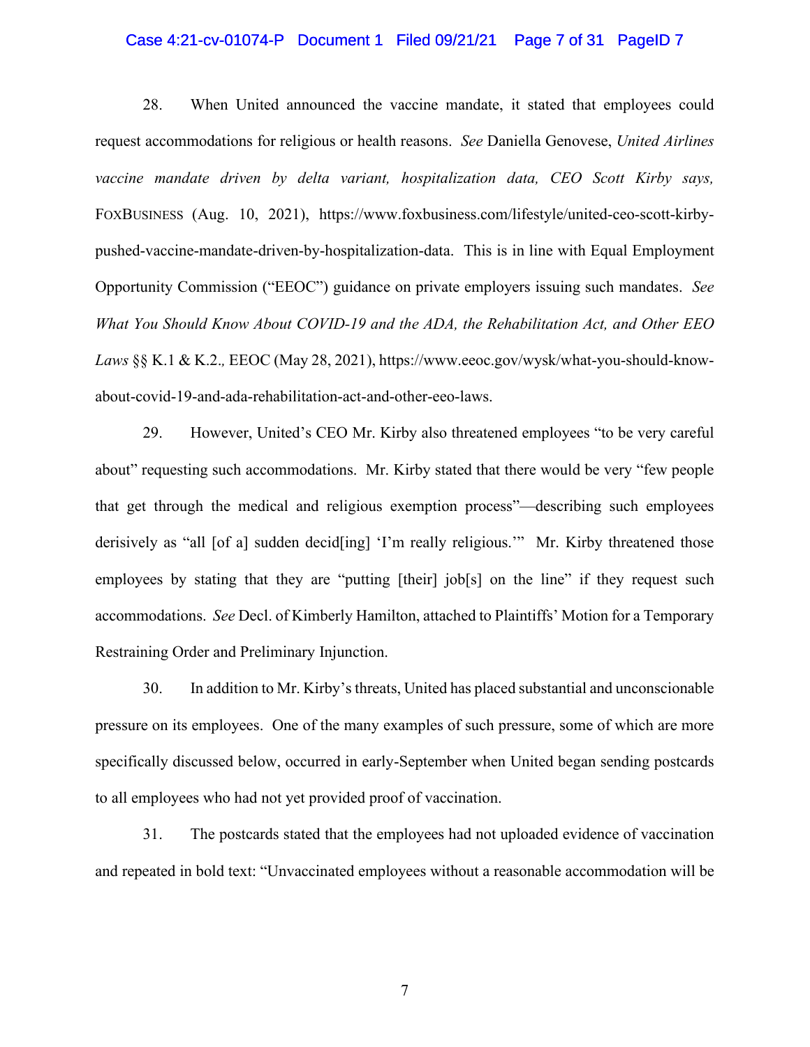28. When United announced the vaccine mandate, it stated that employees could request accommodations for religious or health reasons. *See* Daniella Genovese, *United Airlines vaccine mandate driven by delta variant, hospitalization data, CEO Scott Kirby says,* FOXBUSINESS (Aug. 10, 2021), https://www.foxbusiness.com/lifestyle/united-ceo-scott-kirby-pushed-vaccine-mandate-driven-by-hospitalization-data. This is in line with Equal Employment Opportunity Commission ("EEOC") guidance on private employers issuing such mandates. *See What You Should Know About COVID-19 and the ADA, the Rehabilitation Act, and Other EEO Laws* §§ K.1 & K.2., EEOC (May 28, 2021), https://www.eeoc.gov/wysk/what-you-should-know-about-covid-19-and-ada-rehabilitation-act-and-other-eeo-laws.

29. However, United's CEO Mr. Kirby also threatened employees "to be very careful about" requesting such accommodations. Mr. Kirby stated that there would be very "few people that get through the medical and religious exemption process"—describing such employees derisively as "all [of a] sudden decid[ing] 'I'm really religious.'" Mr. Kirby threatened those employees by stating that they are "putting [their] job[s] on the line" if they request such accommodations. *See* Decl. of Kimberly Hamilton, attached to Plaintiffs' Motion for a Temporary Restraining Order and Preliminary Injunction.

30. In addition to Mr. Kirby's threats, United has placed substantial and unconscionable pressure on its employees. One of the many examples of such pressure, some of which are more specifically discussed below, occurred in early-September when United began sending postcards to all employees who had not yet provided proof of vaccination.

31. The postcards stated that the employees had not uploaded evidence of vaccination and repeated in bold text: "Unvaccinated employees without a reasonable accommodation will be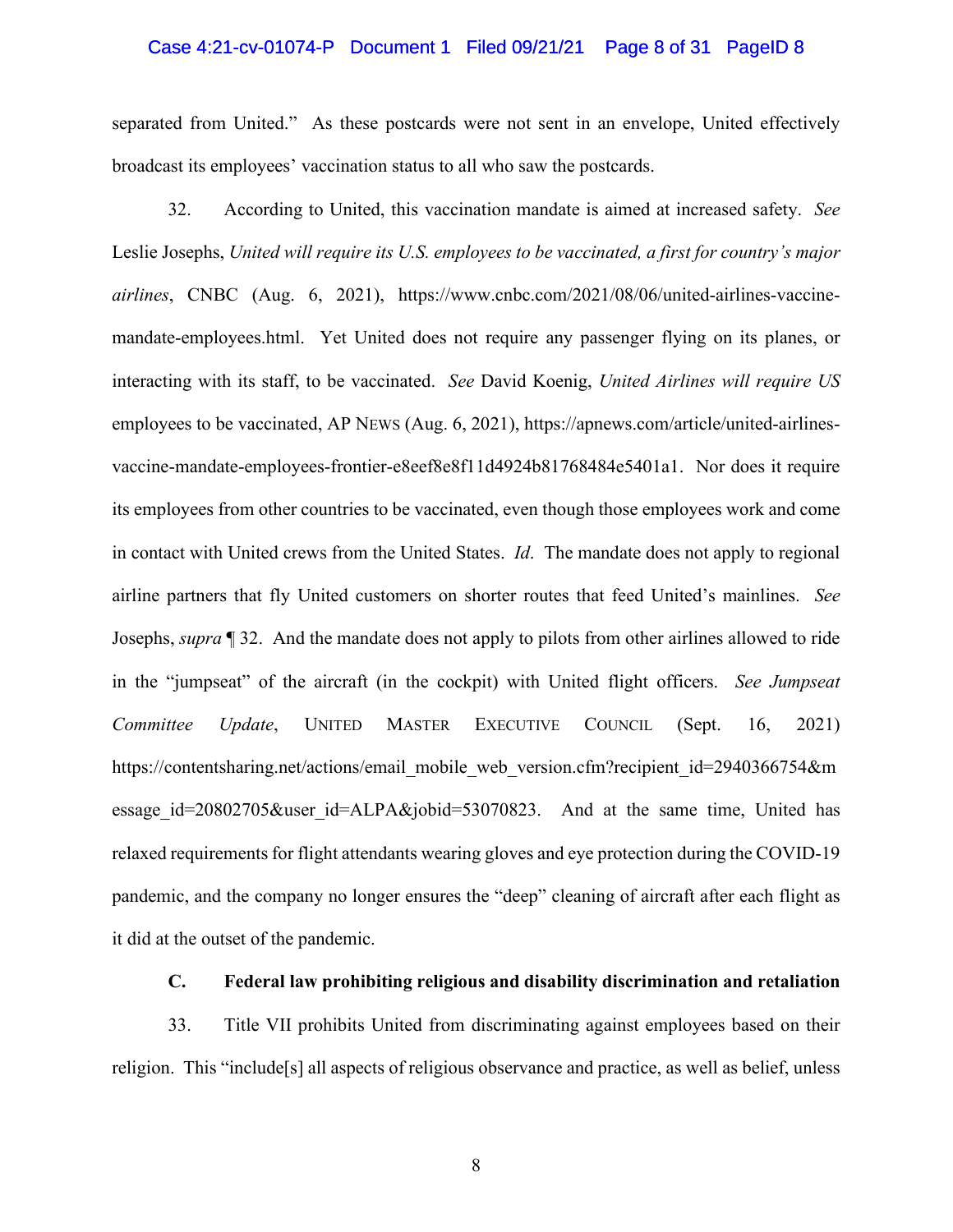separated from United." As these postcards were not sent in an envelope, United effectively broadcast its employees' vaccination status to all who saw the postcards.

32. According to United, this vaccination mandate is aimed at increased safety. *See* Leslie Josephs, *United will require its U.S. employees to be vaccinated, a first for country's major airlines*, CNBC (Aug. 6, 2021), https://www.cnbc.com/2021/08/06/united-airlines-vaccine-mandate-employees.html. Yet United does not require any passenger flying on its planes, or interacting with its staff, to be vaccinated. *See* David Koenig, *United Airlines will require US* employees to be vaccinated, AP NEWS (Aug. 6, 2021), https://apnews.com/article/united-airlines-vaccine-mandate-employees-frontier-e8eef8e8f11d4924b81768484e5401a1. Nor does it require its employees from other countries to be vaccinated, even though those employees work and come in contact with United crews from the United States. *Id*. The mandate does not apply to regional airline partners that fly United customers on shorter routes that feed United's mainlines. *See* Josephs, *supra* ¶ 32. And the mandate does not apply to pilots from other airlines allowed to ride in the "jumpseat" of the aircraft (in the cockpit) with United flight officers. *See Jumpseat Committee Update*, UNITED MASTER EXECUTIVE COUNCIL (Sept. 16, 2021) https://contentsharing.net/actions/email_mobile_web_version.cfm?recipient_id=2940366754&message_id=20802705&user_id=ALPA&jobid=53070823. And at the same time, United has relaxed requirements for flight attendants wearing gloves and eye protection during the COVID-19 pandemic, and the company no longer ensures the "deep" cleaning of aircraft after each flight as it did at the outset of the pandemic.

### C. Federal law prohibiting religious and disability discrimination and retaliation

33. Title VII prohibits United from discriminating against employees based on their religion. This "include[s] all aspects of religious observance and practice, as well as belief, unless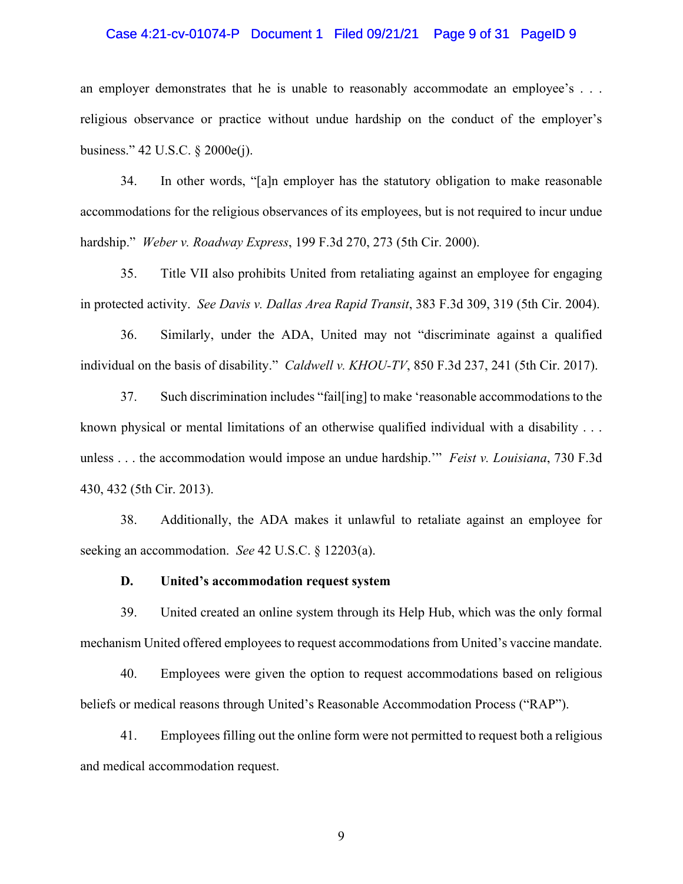an employer demonstrates that he is unable to reasonably accommodate an employee's . . . religious observance or practice without undue hardship on the conduct of the employer's business." 42 U.S.C. § 2000e(j).

34. In other words, "[a]n employer has the statutory obligation to make reasonable accommodations for the religious observances of its employees, but is not required to incur undue hardship." *Weber v. Roadway Express*, 199 F.3d 270, 273 (5th Cir. 2000).

35. Title VII also prohibits United from retaliating against an employee for engaging in protected activity. *See Davis v. Dallas Area Rapid Transit*, 383 F.3d 309, 319 (5th Cir. 2004).

36. Similarly, under the ADA, United may not "discriminate against a qualified individual on the basis of disability." *Caldwell v. KHOU-TV*, 850 F.3d 237, 241 (5th Cir. 2017).

37. Such discrimination includes "fail[ing] to make 'reasonable accommodations to the known physical or mental limitations of an otherwise qualified individual with a disability . . . unless . . . the accommodation would impose an undue hardship.'" *Feist v. Louisiana*, 730 F.3d 430, 432 (5th Cir. 2013).

38. Additionally, the ADA makes it unlawful to retaliate against an employee for seeking an accommodation. *See* 42 U.S.C. § 12203(a).

### D. United's accommodation request system

39. United created an online system through its Help Hub, which was the only formal mechanism United offered employees to request accommodations from United's vaccine mandate.

40. Employees were given the option to request accommodations based on religious beliefs or medical reasons through United's Reasonable Accommodation Process ("RAP").

41. Employees filling out the online form were not permitted to request both a religious and medical accommodation request.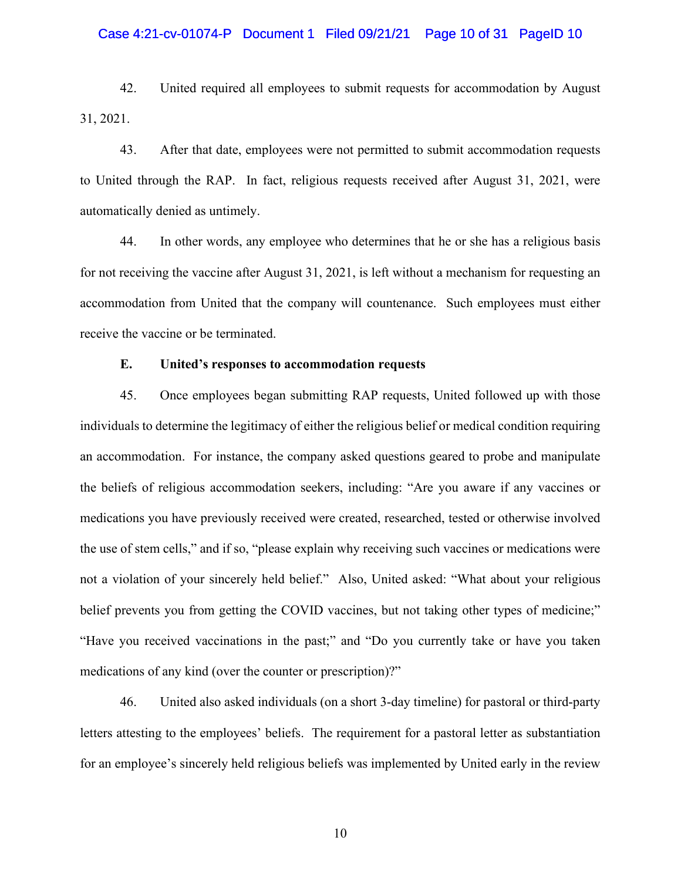42. United required all employees to submit requests for accommodation by August 31, 2021.

43. After that date, employees were not permitted to submit accommodation requests to United through the RAP. In fact, religious requests received after August 31, 2021, were automatically denied as untimely.

44. In other words, any employee who determines that he or she has a religious basis for not receiving the vaccine after August 31, 2021, is left without a mechanism for requesting an accommodation from United that the company will countenance. Such employees must either receive the vaccine or be terminated.

**E. United's responses to accommodation requests**

45. Once employees began submitting RAP requests, United followed up with those individuals to determine the legitimacy of either the religious belief or medical condition requiring an accommodation. For instance, the company asked questions geared to probe and manipulate the beliefs of religious accommodation seekers, including: "Are you aware if any vaccines or medications you have previously received were created, researched, tested or otherwise involved the use of stem cells," and if so, "please explain why receiving such vaccines or medications were not a violation of your sincerely held belief." Also, United asked: "What about your religious belief prevents you from getting the COVID vaccines, but not taking other types of medicine;" "Have you received vaccinations in the past;" and "Do you currently take or have you taken medications of any kind (over the counter or prescription)?"

46. United also asked individuals (on a short 3-day timeline) for pastoral or third-party letters attesting to the employees' beliefs. The requirement for a pastoral letter as substantiation for an employee's sincerely held religious beliefs was implemented by United early in the review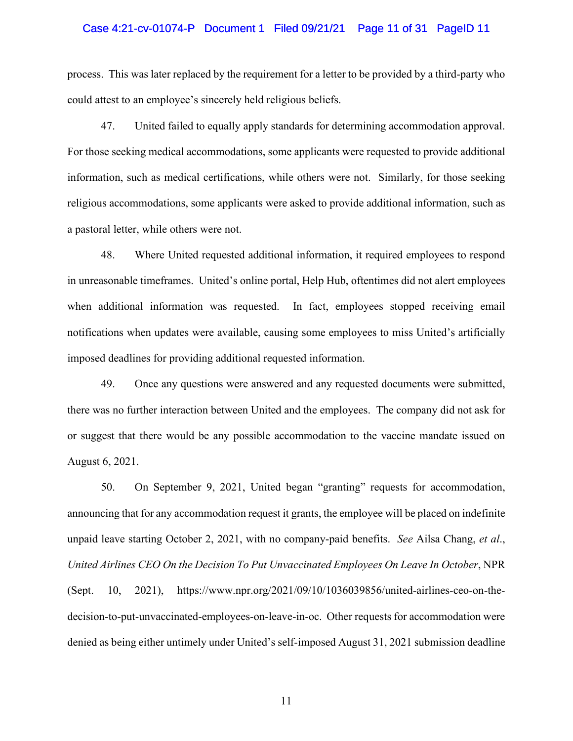process. This was later replaced by the requirement for a letter to be provided by a third-party who could attest to an employee's sincerely held religious beliefs.

47. United failed to equally apply standards for determining accommodation approval. For those seeking medical accommodations, some applicants were requested to provide additional information, such as medical certifications, while others were not. Similarly, for those seeking religious accommodations, some applicants were asked to provide additional information, such as a pastoral letter, while others were not.

48. Where United requested additional information, it required employees to respond in unreasonable timeframes. United's online portal, Help Hub, oftentimes did not alert employees when additional information was requested. In fact, employees stopped receiving email notifications when updates were available, causing some employees to miss United's artificially imposed deadlines for providing additional requested information.

49. Once any questions were answered and any requested documents were submitted, there was no further interaction between United and the employees. The company did not ask for or suggest that there would be any possible accommodation to the vaccine mandate issued on August 6, 2021.

50. On September 9, 2021, United began "granting" requests for accommodation, announcing that for any accommodation request it grants, the employee will be placed on indefinite unpaid leave starting October 2, 2021, with no company-paid benefits. *See* Ailsa Chang, *et al.*, *United Airlines CEO On the Decision To Put Unvaccinated Employees On Leave In October*, NPR (Sept. 10, 2021), https://www.npr.org/2021/09/10/1036039856/united-airlines-ceo-on-the-decision-to-put-unvaccinated-employees-on-leave-in-oc. Other requests for accommodation were denied as being either untimely under United's self-imposed August 31, 2021 submission deadline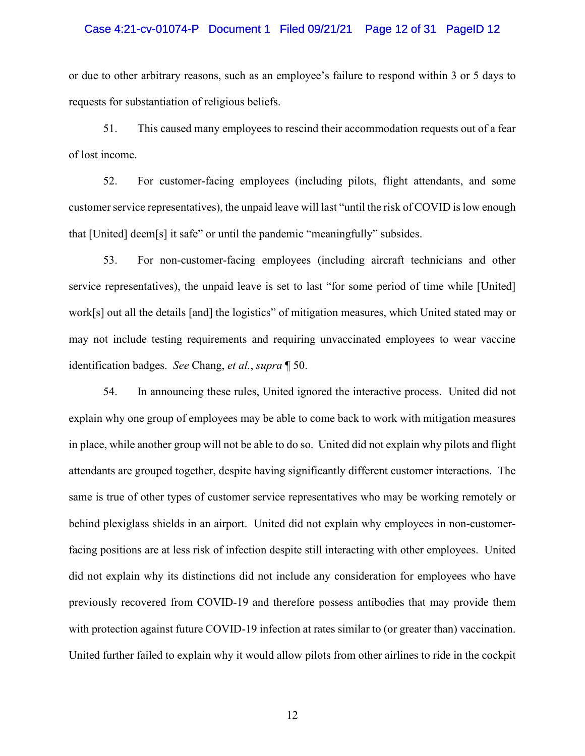or due to other arbitrary reasons, such as an employee's failure to respond within 3 or 5 days to requests for substantiation of religious beliefs.

51. This caused many employees to rescind their accommodation requests out of a fear of lost income.

52. For customer-facing employees (including pilots, flight attendants, and some customer service representatives), the unpaid leave will last "until the risk of COVID is low enough that [United] deem[s] it safe" or until the pandemic "meaningfully" subsides.

53. For non-customer-facing employees (including aircraft technicians and other service representatives), the unpaid leave is set to last "for some period of time while [United] work[s] out all the details [and] the logistics" of mitigation measures, which United stated may or may not include testing requirements and requiring unvaccinated employees to wear vaccine identification badges. *See* Chang, *et al.*, *supra* ¶ 50.

54. In announcing these rules, United ignored the interactive process. United did not explain why one group of employees may be able to come back to work with mitigation measures in place, while another group will not be able to do so. United did not explain why pilots and flight attendants are grouped together, despite having significantly different customer interactions. The same is true of other types of customer service representatives who may be working remotely or behind plexiglass shields in an airport. United did not explain why employees in non-customer-facing positions are at less risk of infection despite still interacting with other employees. United did not explain why its distinctions did not include any consideration for employees who have previously recovered from COVID-19 and therefore possess antibodies that may provide them with protection against future COVID-19 infection at rates similar to (or greater than) vaccination. United further failed to explain why it would allow pilots from other airlines to ride in the cockpit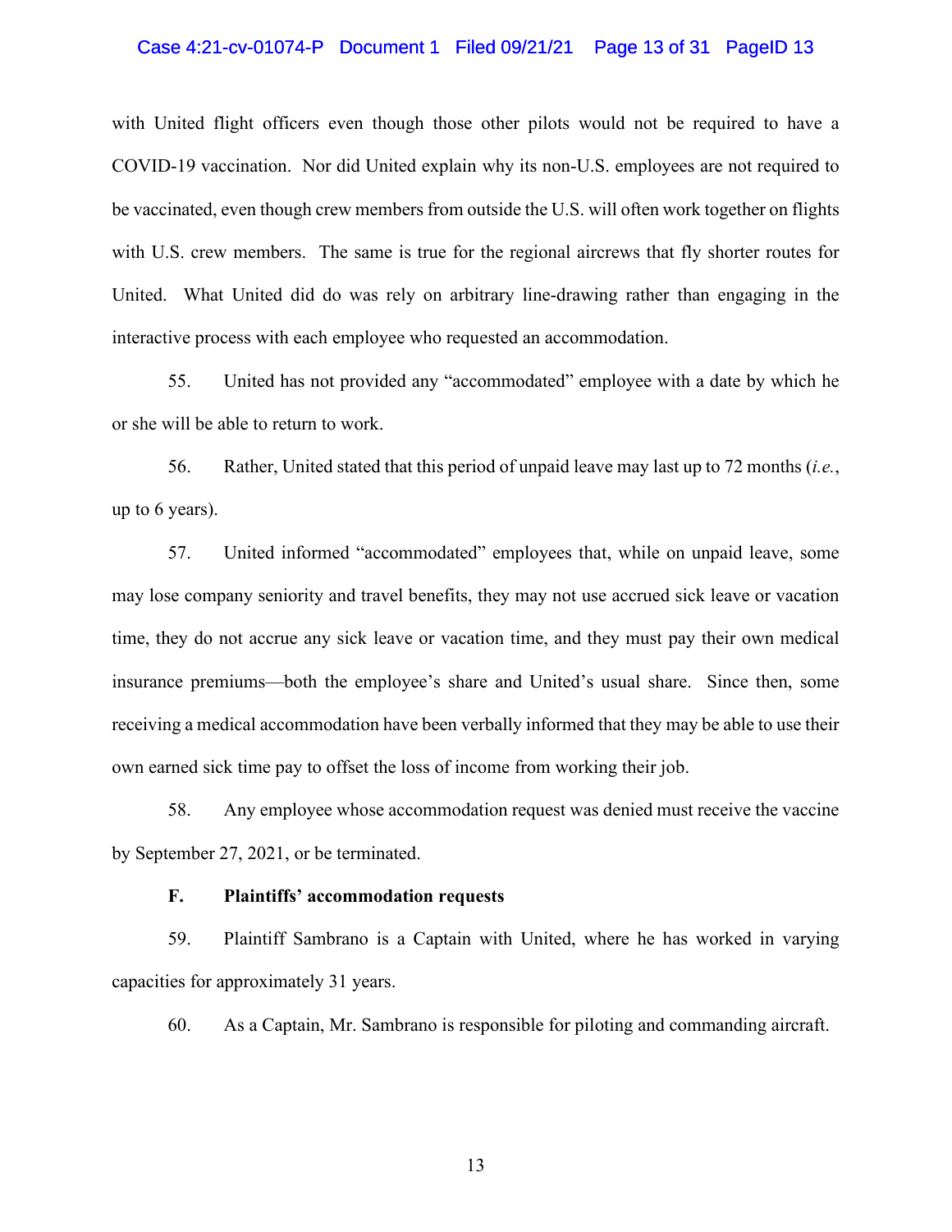with United flight officers even though those other pilots would not be required to have a COVID-19 vaccination. Nor did United explain why its non-U.S. employees are not required to be vaccinated, even though crew members from outside the U.S. will often work together on flights with U.S. crew members. The same is true for the regional aircrews that fly shorter routes for United. What United did do was rely on arbitrary line-drawing rather than engaging in the interactive process with each employee who requested an accommodation.

55. United has not provided any "accommodated" employee with a date by which he or she will be able to return to work.

56. Rather, United stated that this period of unpaid leave may last up to 72 months (*i.e.*, up to 6 years).

57. United informed "accommodated" employees that, while on unpaid leave, some may lose company seniority and travel benefits, they may not use accrued sick leave or vacation time, they do not accrue any sick leave or vacation time, and they must pay their own medical insurance premiums—both the employee's share and United's usual share. Since then, some receiving a medical accommodation have been verbally informed that they may be able to use their own earned sick time pay to offset the loss of income from working their job.

58. Any employee whose accommodation request was denied must receive the vaccine by September 27, 2021, or be terminated.

### F. Plaintiffs' accommodation requests

59. Plaintiff Sambrano is a Captain with United, where he has worked in varying capacities for approximately 31 years.

60. As a Captain, Mr. Sambrano is responsible for piloting and commanding aircraft.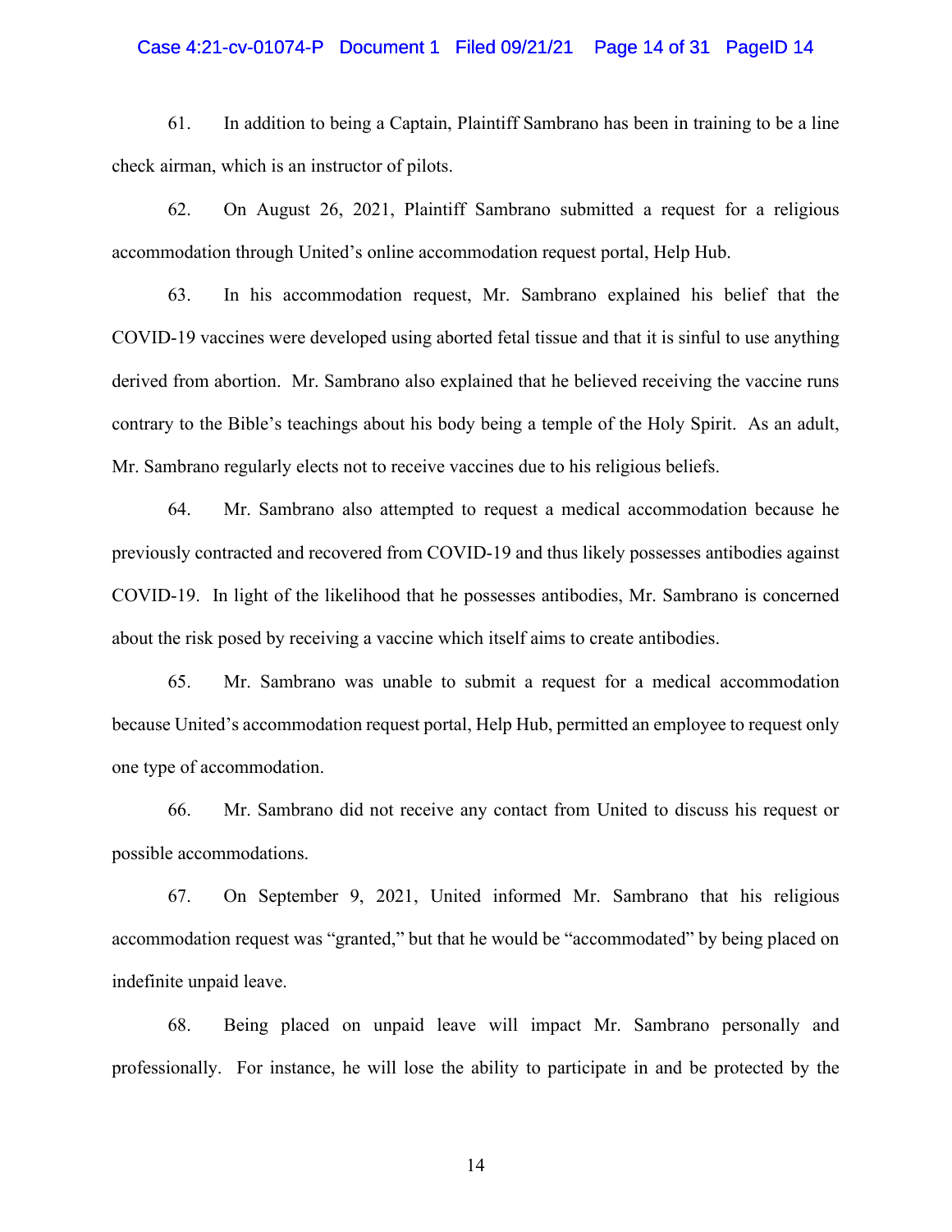61. In addition to being a Captain, Plaintiff Sambrano has been in training to be a line check airman, which is an instructor of pilots.

62. On August 26, 2021, Plaintiff Sambrano submitted a request for a religious accommodation through United's online accommodation request portal, Help Hub.

63. In his accommodation request, Mr. Sambrano explained his belief that the COVID-19 vaccines were developed using aborted fetal tissue and that it is sinful to use anything derived from abortion. Mr. Sambrano also explained that he believed receiving the vaccine runs contrary to the Bible's teachings about his body being a temple of the Holy Spirit. As an adult, Mr. Sambrano regularly elects not to receive vaccines due to his religious beliefs.

64. Mr. Sambrano also attempted to request a medical accommodation because he previously contracted and recovered from COVID-19 and thus likely possesses antibodies against COVID-19. In light of the likelihood that he possesses antibodies, Mr. Sambrano is concerned about the risk posed by receiving a vaccine which itself aims to create antibodies.

65. Mr. Sambrano was unable to submit a request for a medical accommodation because United's accommodation request portal, Help Hub, permitted an employee to request only one type of accommodation.

66. Mr. Sambrano did not receive any contact from United to discuss his request or possible accommodations.

67. On September 9, 2021, United informed Mr. Sambrano that his religious accommodation request was "granted," but that he would be "accommodated" by being placed on indefinite unpaid leave.

68. Being placed on unpaid leave will impact Mr. Sambrano personally and professionally. For instance, he will lose the ability to participate in and be protected by the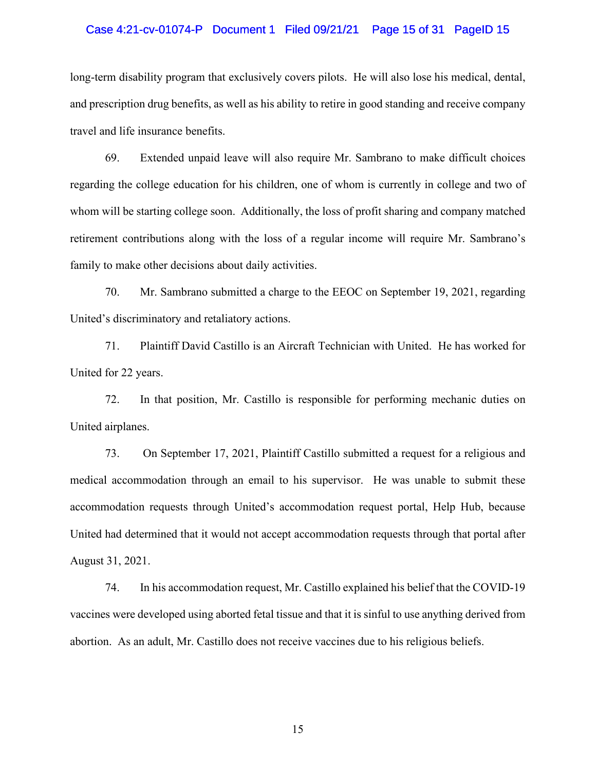long-term disability program that exclusively covers pilots. He will also lose his medical, dental, and prescription drug benefits, as well as his ability to retire in good standing and receive company travel and life insurance benefits.

69. Extended unpaid leave will also require Mr. Sambrano to make difficult choices regarding the college education for his children, one of whom is currently in college and two of whom will be starting college soon. Additionally, the loss of profit sharing and company matched retirement contributions along with the loss of a regular income will require Mr. Sambrano's family to make other decisions about daily activities.

70. Mr. Sambrano submitted a charge to the EEOC on September 19, 2021, regarding United's discriminatory and retaliatory actions.

71. Plaintiff David Castillo is an Aircraft Technician with United. He has worked for United for 22 years.

72. In that position, Mr. Castillo is responsible for performing mechanic duties on United airplanes.

73. On September 17, 2021, Plaintiff Castillo submitted a request for a religious and medical accommodation through an email to his supervisor. He was unable to submit these accommodation requests through United's accommodation request portal, Help Hub, because United had determined that it would not accept accommodation requests through that portal after August 31, 2021.

74. In his accommodation request, Mr. Castillo explained his belief that the COVID-19 vaccines were developed using aborted fetal tissue and that it is sinful to use anything derived from abortion. As an adult, Mr. Castillo does not receive vaccines due to his religious beliefs.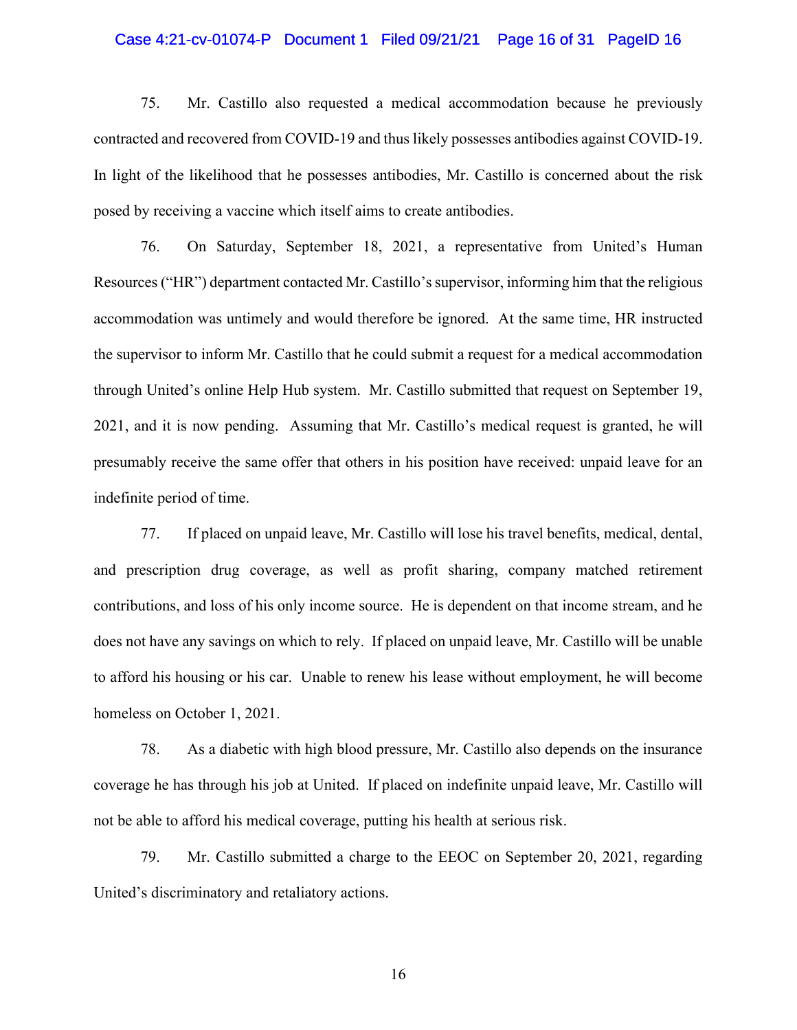75. Mr. Castillo also requested a medical accommodation because he previously contracted and recovered from COVID-19 and thus likely possesses antibodies against COVID-19. In light of the likelihood that he possesses antibodies, Mr. Castillo is concerned about the risk posed by receiving a vaccine which itself aims to create antibodies.

76. On Saturday, September 18, 2021, a representative from United's Human Resources ("HR") department contacted Mr. Castillo's supervisor, informing him that the religious accommodation was untimely and would therefore be ignored. At the same time, HR instructed the supervisor to inform Mr. Castillo that he could submit a request for a medical accommodation through United's online Help Hub system. Mr. Castillo submitted that request on September 19, 2021, and it is now pending. Assuming that Mr. Castillo's medical request is granted, he will presumably receive the same offer that others in his position have received: unpaid leave for an indefinite period of time.

77. If placed on unpaid leave, Mr. Castillo will lose his travel benefits, medical, dental, and prescription drug coverage, as well as profit sharing, company matched retirement contributions, and loss of his only income source. He is dependent on that income stream, and he does not have any savings on which to rely. If placed on unpaid leave, Mr. Castillo will be unable to afford his housing or his car. Unable to renew his lease without employment, he will become homeless on October 1, 2021.

78. As a diabetic with high blood pressure, Mr. Castillo also depends on the insurance coverage he has through his job at United. If placed on indefinite unpaid leave, Mr. Castillo will not be able to afford his medical coverage, putting his health at serious risk.

79. Mr. Castillo submitted a charge to the EEOC on September 20, 2021, regarding United's discriminatory and retaliatory actions.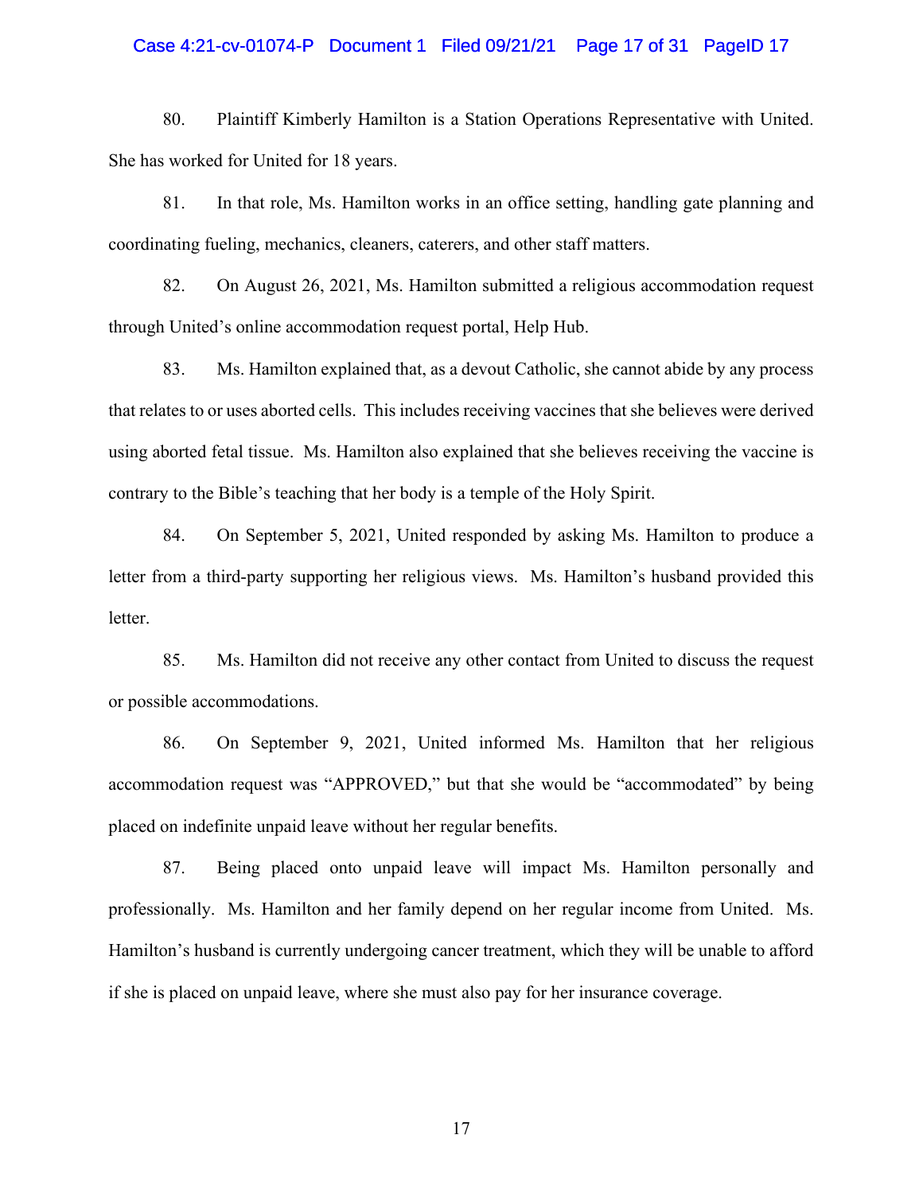80. Plaintiff Kimberly Hamilton is a Station Operations Representative with United. She has worked for United for 18 years.

81. In that role, Ms. Hamilton works in an office setting, handling gate planning and coordinating fueling, mechanics, cleaners, caterers, and other staff matters.

82. On August 26, 2021, Ms. Hamilton submitted a religious accommodation request through United's online accommodation request portal, Help Hub.

83. Ms. Hamilton explained that, as a devout Catholic, she cannot abide by any process that relates to or uses aborted cells. This includes receiving vaccines that she believes were derived using aborted fetal tissue. Ms. Hamilton also explained that she believes receiving the vaccine is contrary to the Bible's teaching that her body is a temple of the Holy Spirit.

84. On September 5, 2021, United responded by asking Ms. Hamilton to produce a letter from a third-party supporting her religious views. Ms. Hamilton's husband provided this letter.

85. Ms. Hamilton did not receive any other contact from United to discuss the request or possible accommodations.

86. On September 9, 2021, United informed Ms. Hamilton that her religious accommodation request was "APPROVED," but that she would be "accommodated" by being placed on indefinite unpaid leave without her regular benefits.

87. Being placed onto unpaid leave will impact Ms. Hamilton personally and professionally. Ms. Hamilton and her family depend on her regular income from United. Ms. Hamilton's husband is currently undergoing cancer treatment, which they will be unable to afford if she is placed on unpaid leave, where she must also pay for her insurance coverage.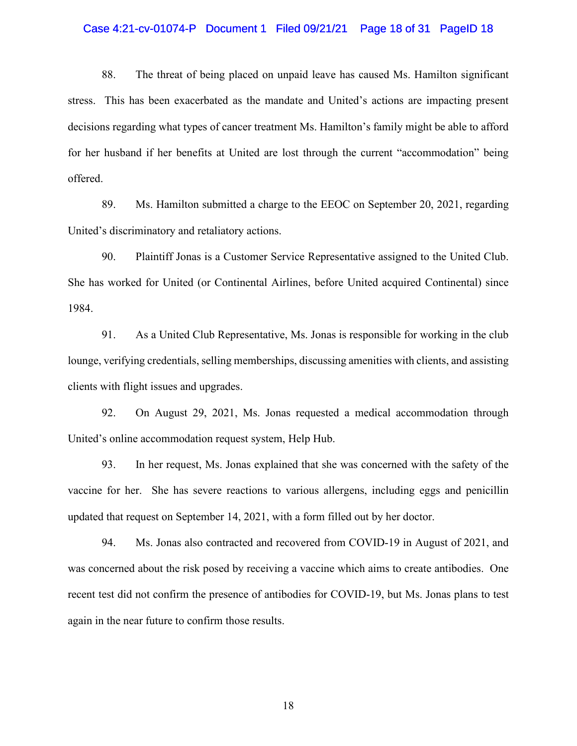88. The threat of being placed on unpaid leave has caused Ms. Hamilton significant stress. This has been exacerbated as the mandate and United's actions are impacting present decisions regarding what types of cancer treatment Ms. Hamilton's family might be able to afford for her husband if her benefits at United are lost through the current "accommodation" being offered.

89. Ms. Hamilton submitted a charge to the EEOC on September 20, 2021, regarding United's discriminatory and retaliatory actions.

90. Plaintiff Jonas is a Customer Service Representative assigned to the United Club. She has worked for United (or Continental Airlines, before United acquired Continental) since 1984.

91. As a United Club Representative, Ms. Jonas is responsible for working in the club lounge, verifying credentials, selling memberships, discussing amenities with clients, and assisting clients with flight issues and upgrades.

92. On August 29, 2021, Ms. Jonas requested a medical accommodation through United's online accommodation request system, Help Hub.

93. In her request, Ms. Jonas explained that she was concerned with the safety of the vaccine for her. She has severe reactions to various allergens, including eggs and penicillin updated that request on September 14, 2021, with a form filled out by her doctor.

94. Ms. Jonas also contracted and recovered from COVID-19 in August of 2021, and was concerned about the risk posed by receiving a vaccine which aims to create antibodies. One recent test did not confirm the presence of antibodies for COVID-19, but Ms. Jonas plans to test again in the near future to confirm those results.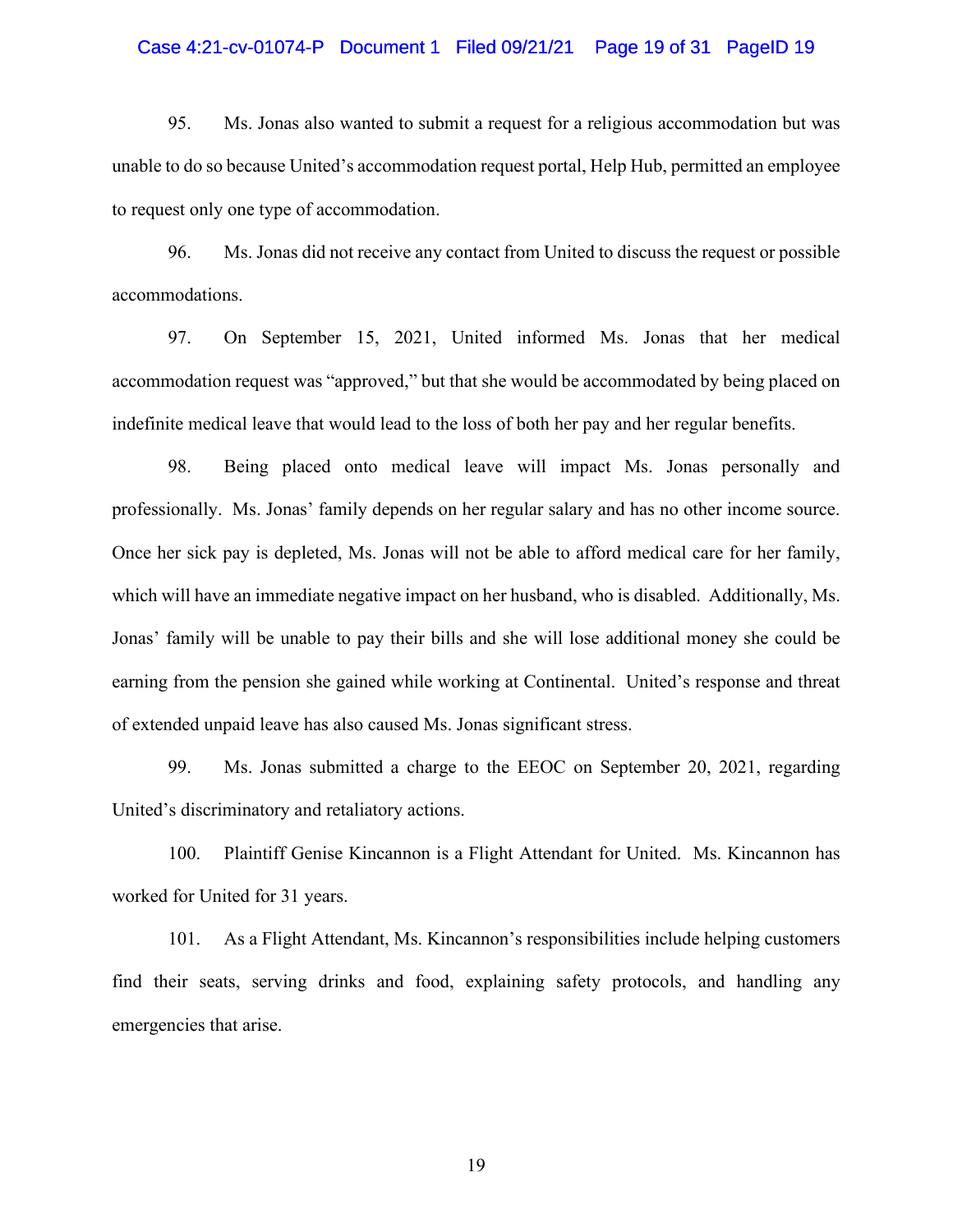95. Ms. Jonas also wanted to submit a request for a religious accommodation but was unable to do so because United's accommodation request portal, Help Hub, permitted an employee to request only one type of accommodation.

96. Ms. Jonas did not receive any contact from United to discuss the request or possible accommodations.

97. On September 15, 2021, United informed Ms. Jonas that her medical accommodation request was "approved," but that she would be accommodated by being placed on indefinite medical leave that would lead to the loss of both her pay and her regular benefits.

98. Being placed onto medical leave will impact Ms. Jonas personally and professionally. Ms. Jonas' family depends on her regular salary and has no other income source. Once her sick pay is depleted, Ms. Jonas will not be able to afford medical care for her family, which will have an immediate negative impact on her husband, who is disabled. Additionally, Ms. Jonas' family will be unable to pay their bills and she will lose additional money she could be earning from the pension she gained while working at Continental. United's response and threat of extended unpaid leave has also caused Ms. Jonas significant stress.

99. Ms. Jonas submitted a charge to the EEOC on September 20, 2021, regarding United's discriminatory and retaliatory actions.

100. Plaintiff Genise Kincannon is a Flight Attendant for United. Ms. Kincannon has worked for United for 31 years.

101. As a Flight Attendant, Ms. Kincannon's responsibilities include helping customers find their seats, serving drinks and food, explaining safety protocols, and handling any emergencies that arise.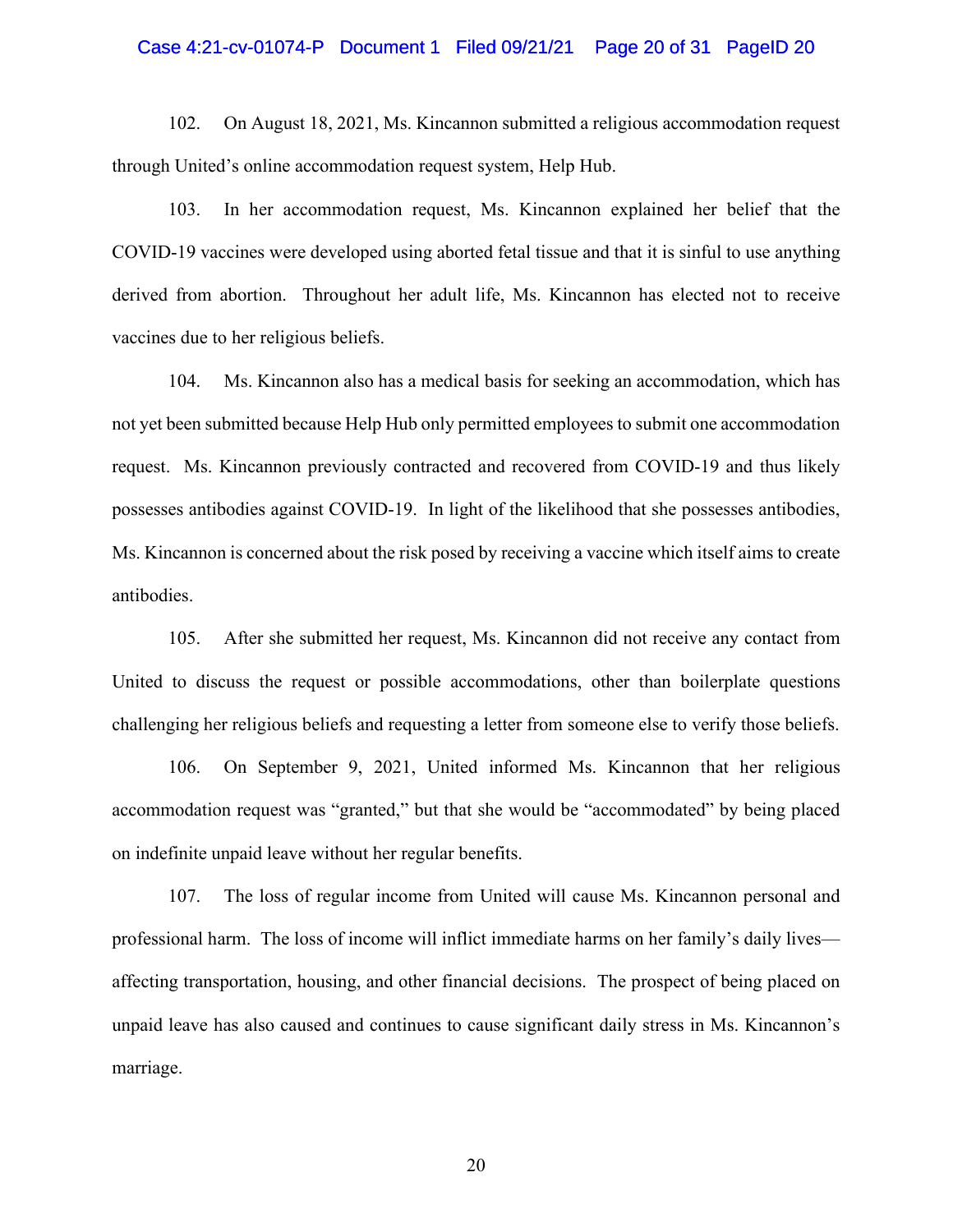102. On August 18, 2021, Ms. Kincannon submitted a religious accommodation request through United's online accommodation request system, Help Hub.

103. In her accommodation request, Ms. Kincannon explained her belief that the COVID-19 vaccines were developed using aborted fetal tissue and that it is sinful to use anything derived from abortion. Throughout her adult life, Ms. Kincannon has elected not to receive vaccines due to her religious beliefs.

104. Ms. Kincannon also has a medical basis for seeking an accommodation, which has not yet been submitted because Help Hub only permitted employees to submit one accommodation request. Ms. Kincannon previously contracted and recovered from COVID-19 and thus likely possesses antibodies against COVID-19. In light of the likelihood that she possesses antibodies, Ms. Kincannon is concerned about the risk posed by receiving a vaccine which itself aims to create antibodies.

105. After she submitted her request, Ms. Kincannon did not receive any contact from United to discuss the request or possible accommodations, other than boilerplate questions challenging her religious beliefs and requesting a letter from someone else to verify those beliefs.

106. On September 9, 2021, United informed Ms. Kincannon that her religious accommodation request was "granted," but that she would be "accommodated" by being placed on indefinite unpaid leave without her regular benefits.

107. The loss of regular income from United will cause Ms. Kincannon personal and professional harm. The loss of income will inflict immediate harms on her family's daily lives—affecting transportation, housing, and other financial decisions. The prospect of being placed on unpaid leave has also caused and continues to cause significant daily stress in Ms. Kincannon's marriage.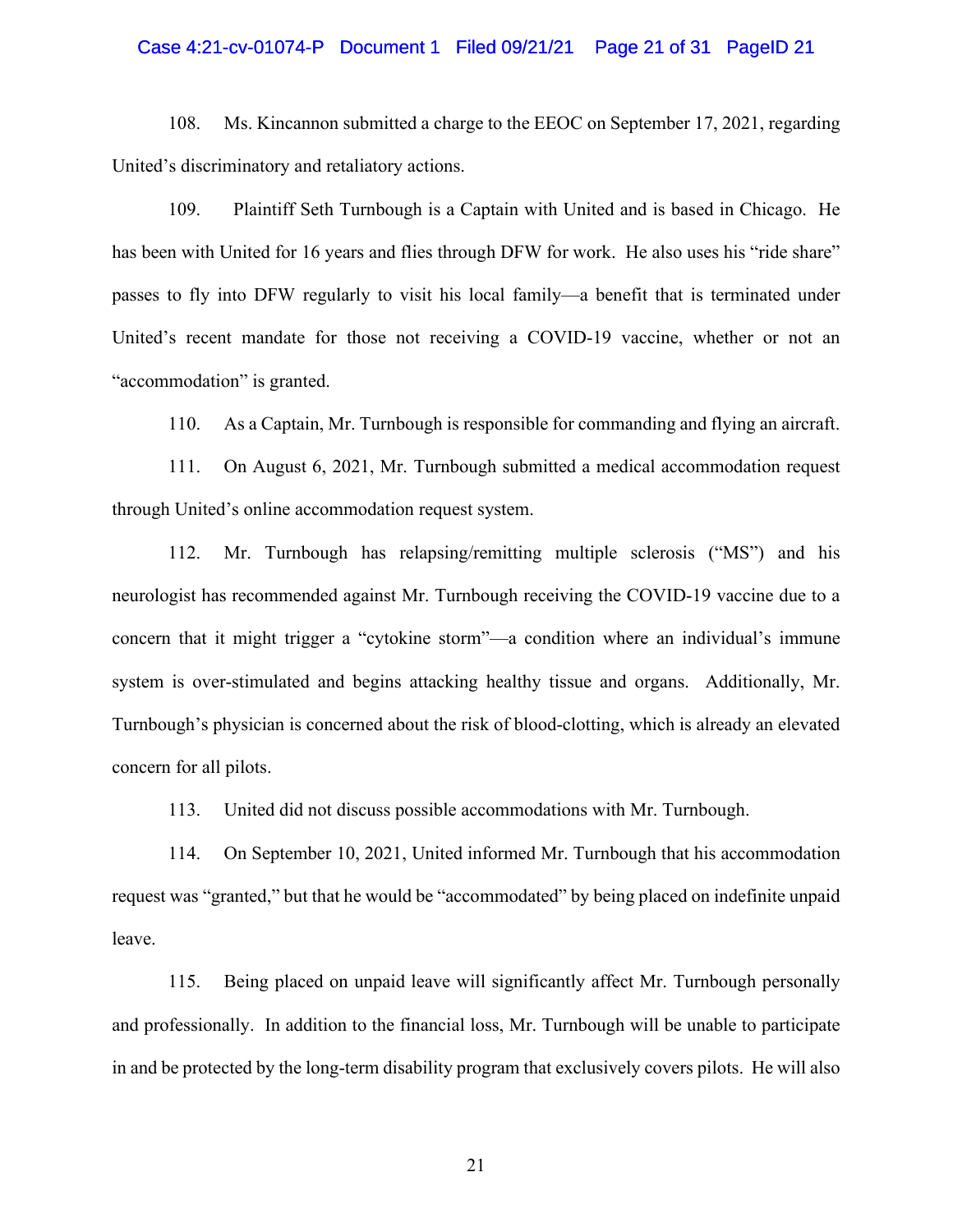108. Ms. Kincannon submitted a charge to the EEOC on September 17, 2021, regarding United's discriminatory and retaliatory actions.

109. Plaintiff Seth Turnbough is a Captain with United and is based in Chicago. He has been with United for 16 years and flies through DFW for work. He also uses his "ride share" passes to fly into DFW regularly to visit his local family—a benefit that is terminated under United's recent mandate for those not receiving a COVID-19 vaccine, whether or not an "accommodation" is granted.

110. As a Captain, Mr. Turnbough is responsible for commanding and flying an aircraft.

111. On August 6, 2021, Mr. Turnbough submitted a medical accommodation request through United's online accommodation request system.

112. Mr. Turnbough has relapsing/remitting multiple sclerosis ("MS") and his neurologist has recommended against Mr. Turnbough receiving the COVID-19 vaccine due to a concern that it might trigger a "cytokine storm"—a condition where an individual's immune system is over-stimulated and begins attacking healthy tissue and organs. Additionally, Mr. Turnbough's physician is concerned about the risk of blood-clotting, which is already an elevated concern for all pilots.

113. United did not discuss possible accommodations with Mr. Turnbough.

114. On September 10, 2021, United informed Mr. Turnbough that his accommodation request was "granted," but that he would be "accommodated" by being placed on indefinite unpaid leave.

115. Being placed on unpaid leave will significantly affect Mr. Turnbough personally and professionally. In addition to the financial loss, Mr. Turnbough will be unable to participate in and be protected by the long-term disability program that exclusively covers pilots. He will also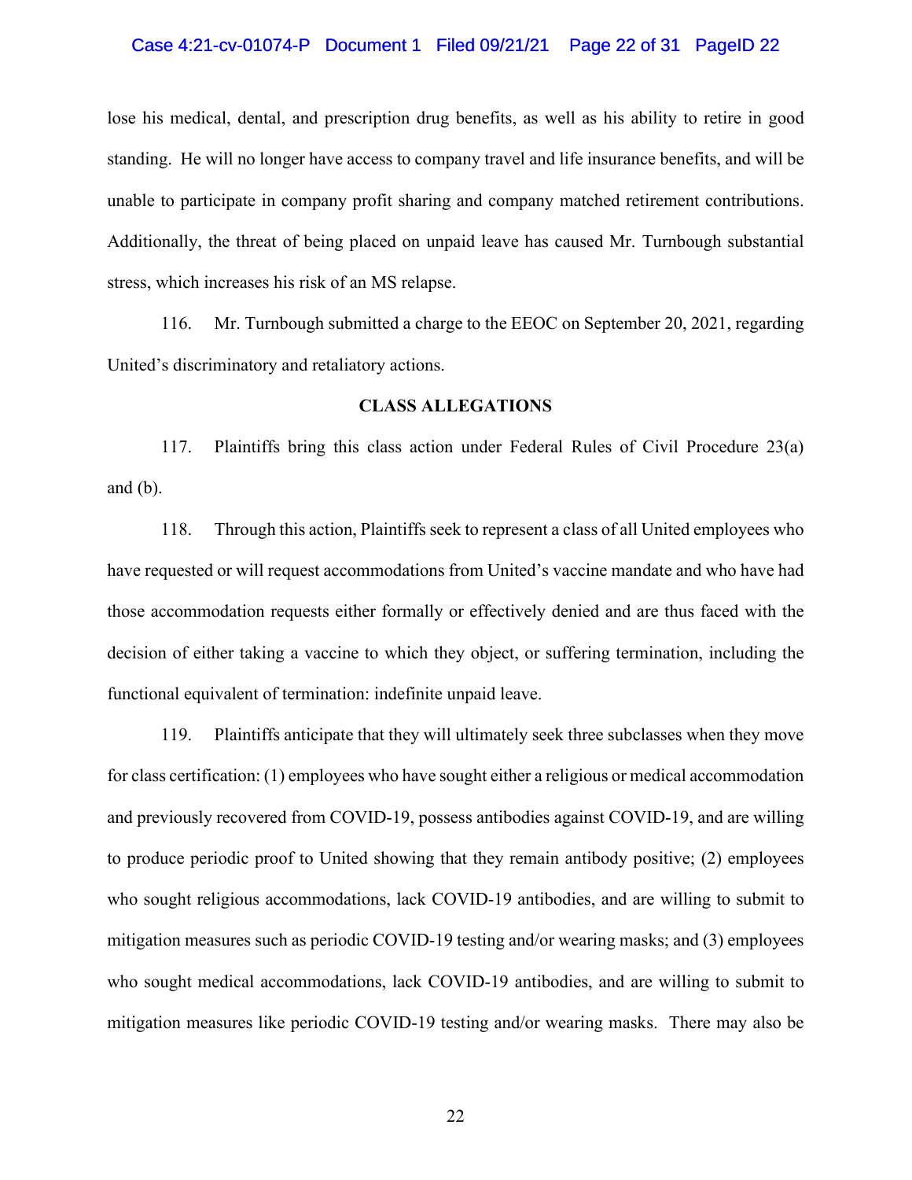lose his medical, dental, and prescription drug benefits, as well as his ability to retire in good standing. He will no longer have access to company travel and life insurance benefits, and will be unable to participate in company profit sharing and company matched retirement contributions. Additionally, the threat of being placed on unpaid leave has caused Mr. Turnbough substantial stress, which increases his risk of an MS relapse.

116. Mr. Turnbough submitted a charge to the EEOC on September 20, 2021, regarding United's discriminatory and retaliatory actions.

## CLASS ALLEGATIONS

117. Plaintiffs bring this class action under Federal Rules of Civil Procedure 23(a) and (b).

118. Through this action, Plaintiffs seek to represent a class of all United employees who have requested or will request accommodations from United's vaccine mandate and who have had those accommodation requests either formally or effectively denied and are thus faced with the decision of either taking a vaccine to which they object, or suffering termination, including the functional equivalent of termination: indefinite unpaid leave.

119. Plaintiffs anticipate that they will ultimately seek three subclasses when they move for class certification: (1) employees who have sought either a religious or medical accommodation and previously recovered from COVID-19, possess antibodies against COVID-19, and are willing to produce periodic proof to United showing that they remain antibody positive; (2) employees who sought religious accommodations, lack COVID-19 antibodies, and are willing to submit to mitigation measures such as periodic COVID-19 testing and/or wearing masks; and (3) employees who sought medical accommodations, lack COVID-19 antibodies, and are willing to submit to mitigation measures like periodic COVID-19 testing and/or wearing masks. There may also be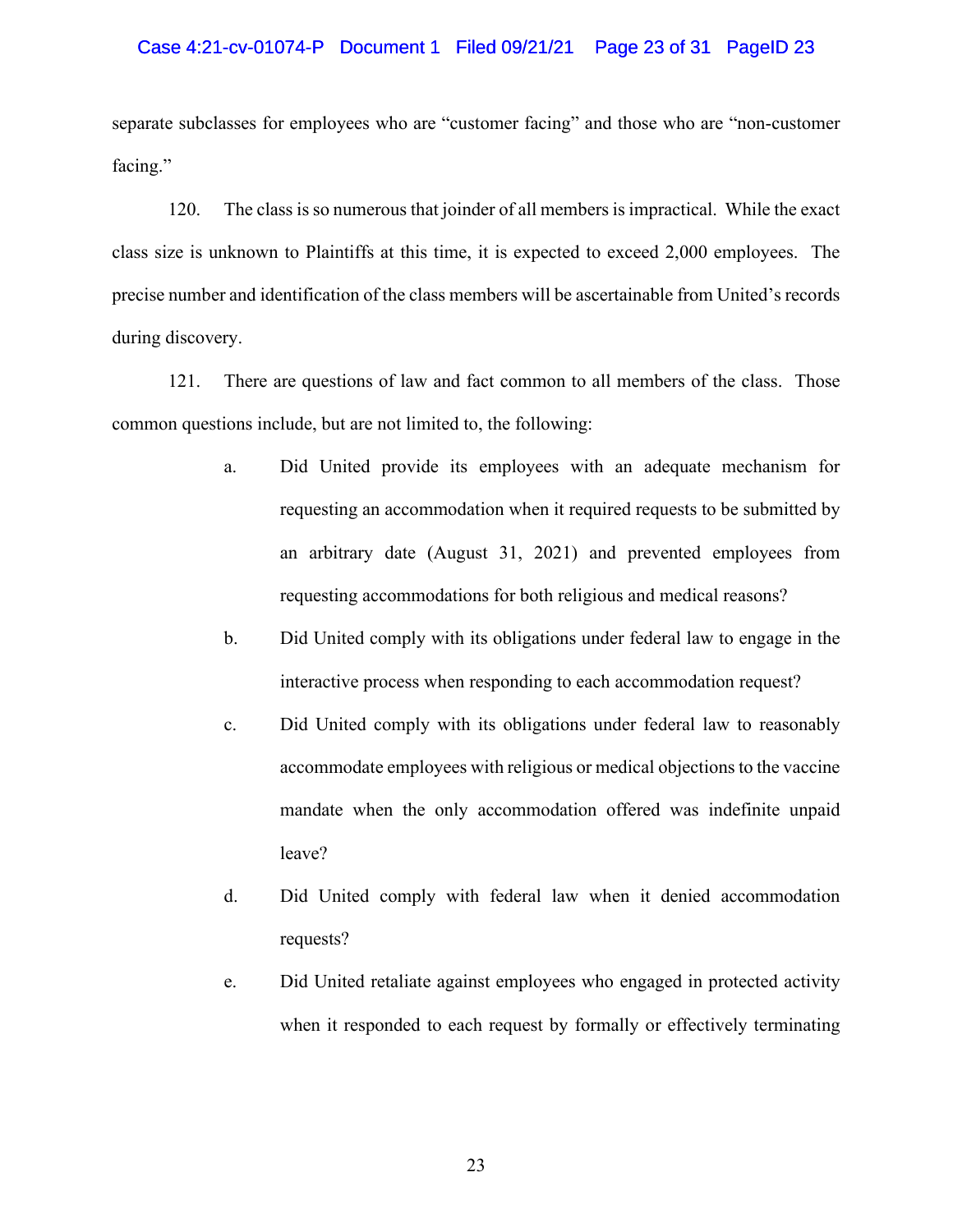separate subclasses for employees who are "customer facing" and those who are "non-customer facing."

120. The class is so numerous that joinder of all members is impractical. While the exact class size is unknown to Plaintiffs at this time, it is expected to exceed 2,000 employees. The precise number and identification of the class members will be ascertainable from United's records during discovery.

121. There are questions of law and fact common to all members of the class. Those common questions include, but are not limited to, the following:

a. Did United provide its employees with an adequate mechanism for requesting an accommodation when it required requests to be submitted by an arbitrary date (August 31, 2021) and prevented employees from requesting accommodations for both religious and medical reasons?

b. Did United comply with its obligations under federal law to engage in the interactive process when responding to each accommodation request?

c. Did United comply with its obligations under federal law to reasonably accommodate employees with religious or medical objections to the vaccine mandate when the only accommodation offered was indefinite unpaid leave?

d. Did United comply with federal law when it denied accommodation requests?

e. Did United retaliate against employees who engaged in protected activity when it responded to each request by formally or effectively terminating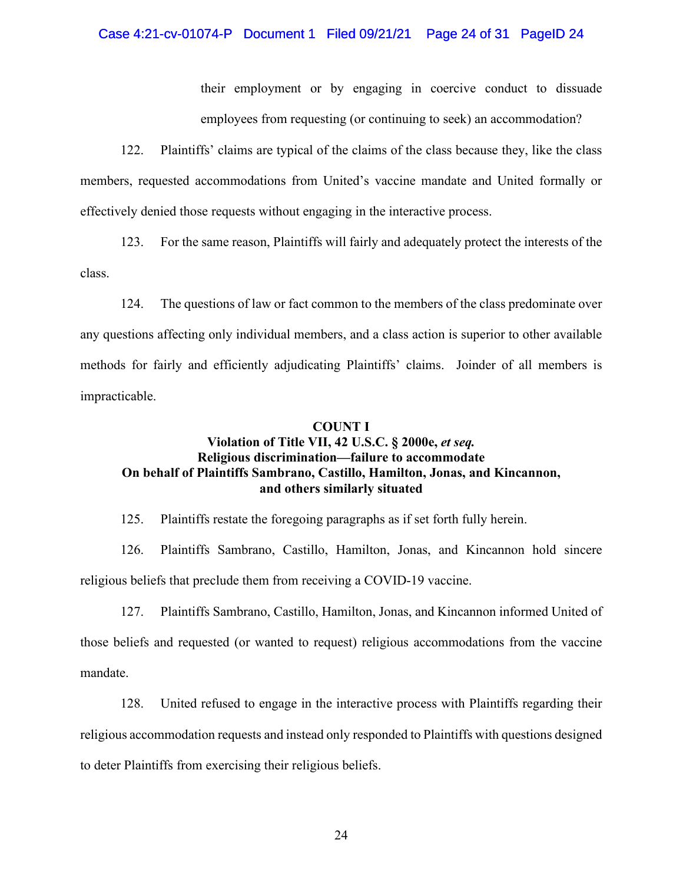their employment or by engaging in coercive conduct to dissuade employees from requesting (or continuing to seek) an accommodation?

122. Plaintiffs' claims are typical of the claims of the class because they, like the class members, requested accommodations from United's vaccine mandate and United formally or effectively denied those requests without engaging in the interactive process.

123. For the same reason, Plaintiffs will fairly and adequately protect the interests of the class.

124. The questions of law or fact common to the members of the class predominate over any questions affecting only individual members, and a class action is superior to other available methods for fairly and efficiently adjudicating Plaintiffs' claims. Joinder of all members is impracticable.

**COUNT I**
**Violation of Title VII, 42 U.S.C. § 2000e, *et seq.***
**Religious discrimination—failure to accommodate**
**On behalf of Plaintiffs Sambrano, Castillo, Hamilton, Jonas, and Kincannon, and others similarly situated**

125. Plaintiffs restate the foregoing paragraphs as if set forth fully herein.

126. Plaintiffs Sambrano, Castillo, Hamilton, Jonas, and Kincannon hold sincere religious beliefs that preclude them from receiving a COVID-19 vaccine.

127. Plaintiffs Sambrano, Castillo, Hamilton, Jonas, and Kincannon informed United of those beliefs and requested (or wanted to request) religious accommodations from the vaccine mandate.

128. United refused to engage in the interactive process with Plaintiffs regarding their religious accommodation requests and instead only responded to Plaintiffs with questions designed to deter Plaintiffs from exercising their religious beliefs.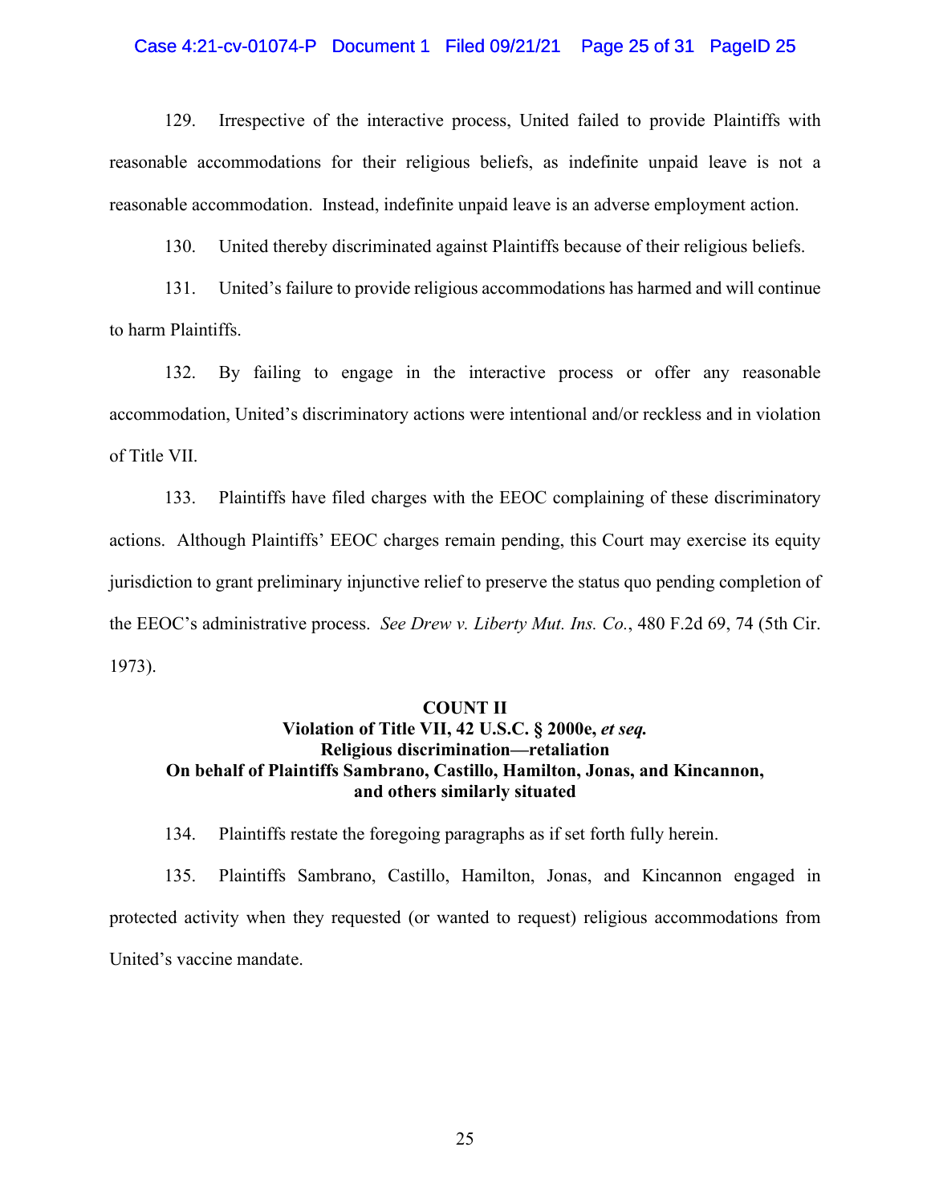129. Irrespective of the interactive process, United failed to provide Plaintiffs with reasonable accommodations for their religious beliefs, as indefinite unpaid leave is not a reasonable accommodation. Instead, indefinite unpaid leave is an adverse employment action.

130. United thereby discriminated against Plaintiffs because of their religious beliefs.

131. United's failure to provide religious accommodations has harmed and will continue to harm Plaintiffs.

132. By failing to engage in the interactive process or offer any reasonable accommodation, United's discriminatory actions were intentional and/or reckless and in violation of Title VII.

133. Plaintiffs have filed charges with the EEOC complaining of these discriminatory actions. Although Plaintiffs' EEOC charges remain pending, this Court may exercise its equity jurisdiction to grant preliminary injunctive relief to preserve the status quo pending completion of the EEOC's administrative process. *See Drew v. Liberty Mut. Ins. Co.*, 480 F.2d 69, 74 (5th Cir. 1973).

**COUNT II**
**Violation of Title VII, 42 U.S.C. § 2000e, *et seq.***
**Religious discrimination—retaliation**
**On behalf of Plaintiffs Sambrano, Castillo, Hamilton, Jonas, and Kincannon, and others similarly situated**

134. Plaintiffs restate the foregoing paragraphs as if set forth fully herein.

135. Plaintiffs Sambrano, Castillo, Hamilton, Jonas, and Kincannon engaged in protected activity when they requested (or wanted to request) religious accommodations from United's vaccine mandate.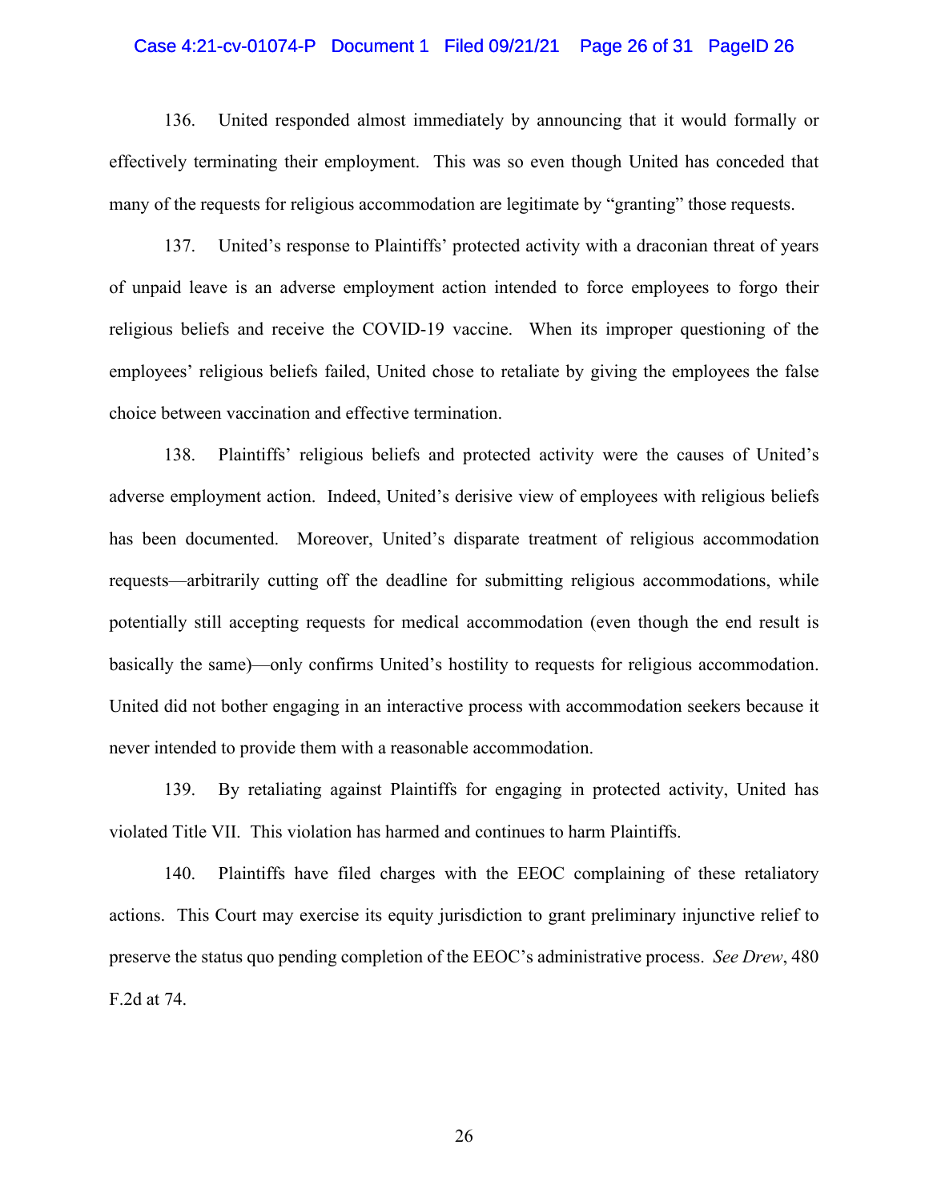136. United responded almost immediately by announcing that it would formally or effectively terminating their employment. This was so even though United has conceded that many of the requests for religious accommodation are legitimate by "granting" those requests.

137. United's response to Plaintiffs' protected activity with a draconian threat of years of unpaid leave is an adverse employment action intended to force employees to forgo their religious beliefs and receive the COVID-19 vaccine. When its improper questioning of the employees' religious beliefs failed, United chose to retaliate by giving the employees the false choice between vaccination and effective termination.

138. Plaintiffs' religious beliefs and protected activity were the causes of United's adverse employment action. Indeed, United's derisive view of employees with religious beliefs has been documented. Moreover, United's disparate treatment of religious accommodation requests—arbitrarily cutting off the deadline for submitting religious accommodations, while potentially still accepting requests for medical accommodation (even though the end result is basically the same)—only confirms United's hostility to requests for religious accommodation. United did not bother engaging in an interactive process with accommodation seekers because it never intended to provide them with a reasonable accommodation.

139. By retaliating against Plaintiffs for engaging in protected activity, United has violated Title VII. This violation has harmed and continues to harm Plaintiffs.

140. Plaintiffs have filed charges with the EEOC complaining of these retaliatory actions. This Court may exercise its equity jurisdiction to grant preliminary injunctive relief to preserve the status quo pending completion of the EEOC's administrative process. *See Drew*, 480 F.2d at 74.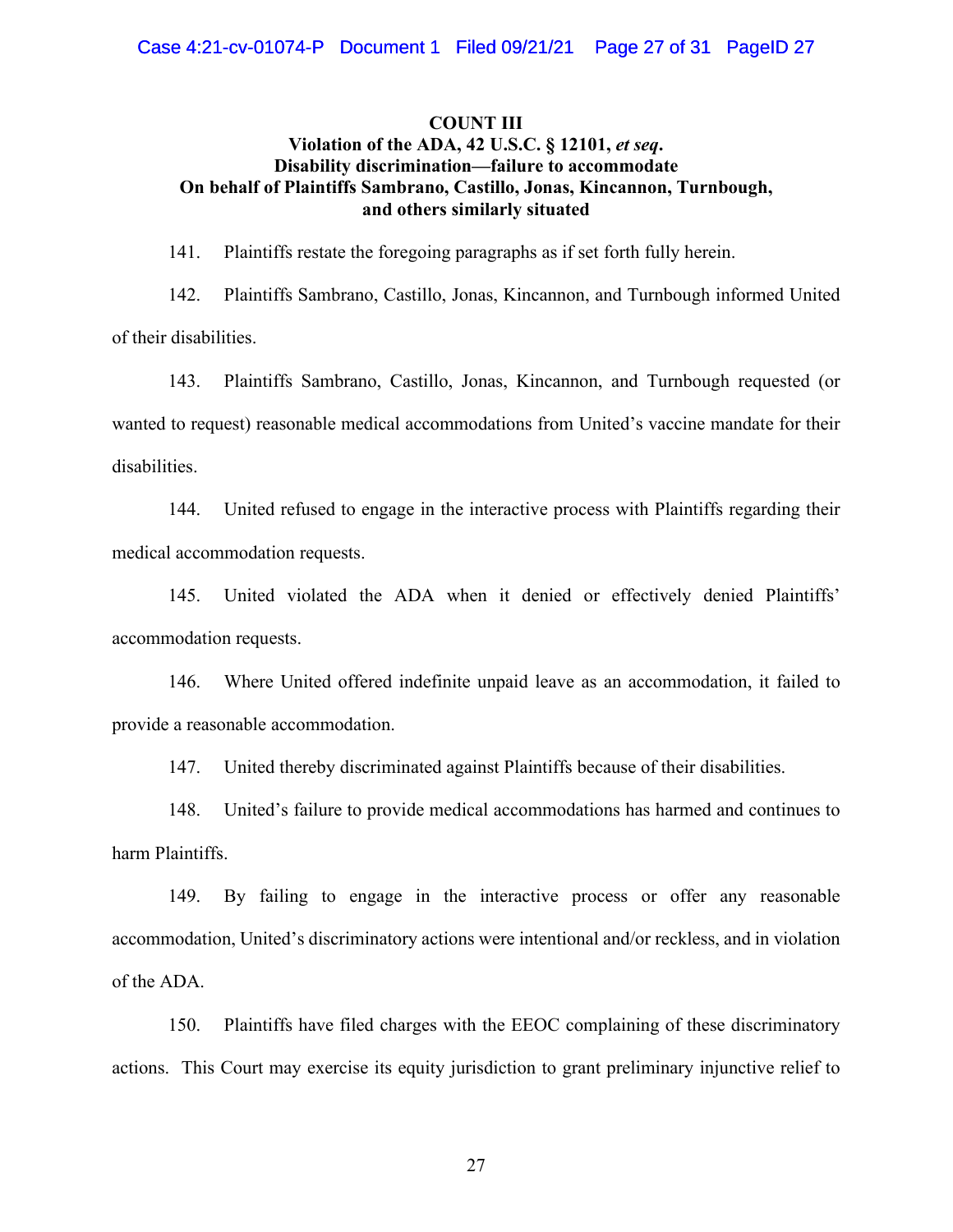## COUNT III

### Violation of the ADA, 42 U.S.C. § 12101, *et seq*.
### Disability discrimination—failure to accommodate
### On behalf of Plaintiffs Sambrano, Castillo, Jonas, Kincannon, Turnbough, and others similarly situated

141. Plaintiffs restate the foregoing paragraphs as if set forth fully herein.

142. Plaintiffs Sambrano, Castillo, Jonas, Kincannon, and Turnbough informed United of their disabilities.

143. Plaintiffs Sambrano, Castillo, Jonas, Kincannon, and Turnbough requested (or wanted to request) reasonable medical accommodations from United's vaccine mandate for their disabilities.

144. United refused to engage in the interactive process with Plaintiffs regarding their medical accommodation requests.

145. United violated the ADA when it denied or effectively denied Plaintiffs' accommodation requests.

146. Where United offered indefinite unpaid leave as an accommodation, it failed to provide a reasonable accommodation.

147. United thereby discriminated against Plaintiffs because of their disabilities.

148. United's failure to provide medical accommodations has harmed and continues to harm Plaintiffs.

149. By failing to engage in the interactive process or offer any reasonable accommodation, United's discriminatory actions were intentional and/or reckless, and in violation of the ADA.

150. Plaintiffs have filed charges with the EEOC complaining of these discriminatory actions. This Court may exercise its equity jurisdiction to grant preliminary injunctive relief to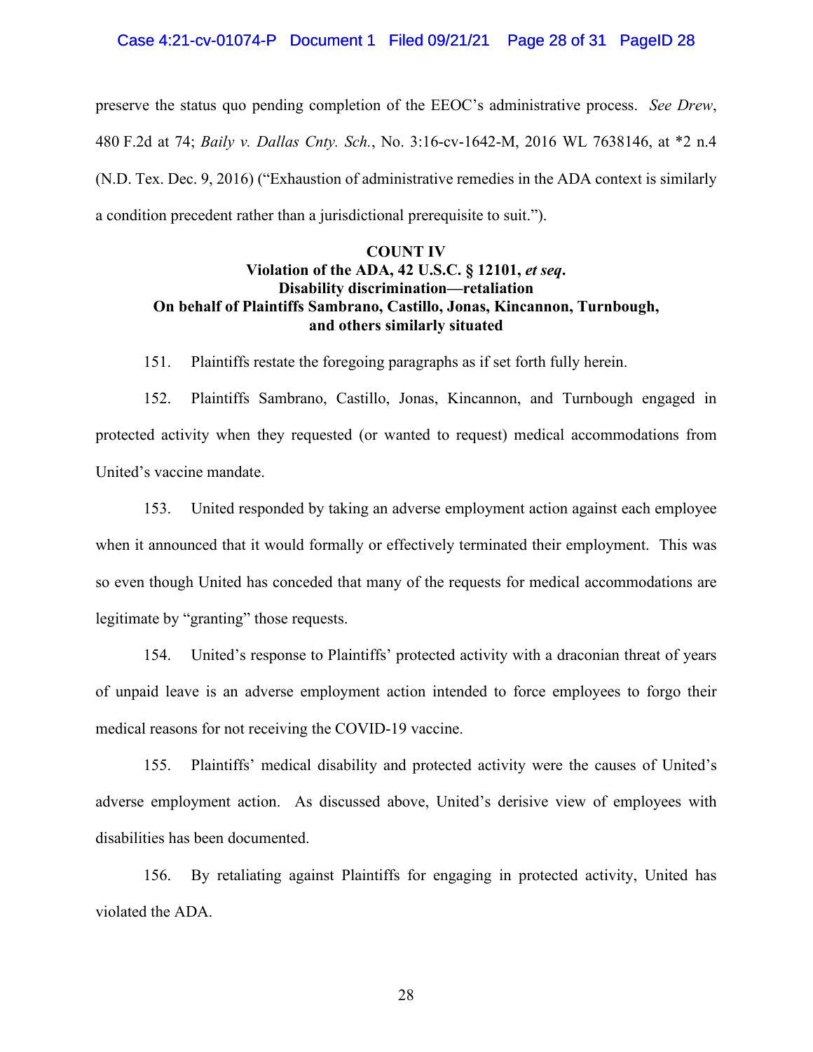preserve the status quo pending completion of the EEOC's administrative process. *See Drew*, 480 F.2d at 74; *Baily v. Dallas Cnty. Sch.*, No. 3:16-cv-1642-M, 2016 WL 7638146, at *2 n.4 (N.D. Tex. Dec. 9, 2016) ("Exhaustion of administrative remedies in the ADA context is similarly a condition precedent rather than a jurisdictional prerequisite to suit.").

**COUNT IV**
**Violation of the ADA, 42 U.S.C. § 12101, *et seq*.**
**Disability discrimination—retaliation**
**On behalf of Plaintiffs Sambrano, Castillo, Jonas, Kincannon, Turnbough, and others similarly situated**

151. Plaintiffs restate the foregoing paragraphs as if set forth fully herein.

152. Plaintiffs Sambrano, Castillo, Jonas, Kincannon, and Turnbough engaged in protected activity when they requested (or wanted to request) medical accommodations from United's vaccine mandate.

153. United responded by taking an adverse employment action against each employee when it announced that it would formally or effectively terminated their employment. This was so even though United has conceded that many of the requests for medical accommodations are legitimate by "granting" those requests.

154. United's response to Plaintiffs' protected activity with a draconian threat of years of unpaid leave is an adverse employment action intended to force employees to forgo their medical reasons for not receiving the COVID-19 vaccine.

155. Plaintiffs' medical disability and protected activity were the causes of United's adverse employment action. As discussed above, United's derisive view of employees with disabilities has been documented.

156. By retaliating against Plaintiffs for engaging in protected activity, United has violated the ADA.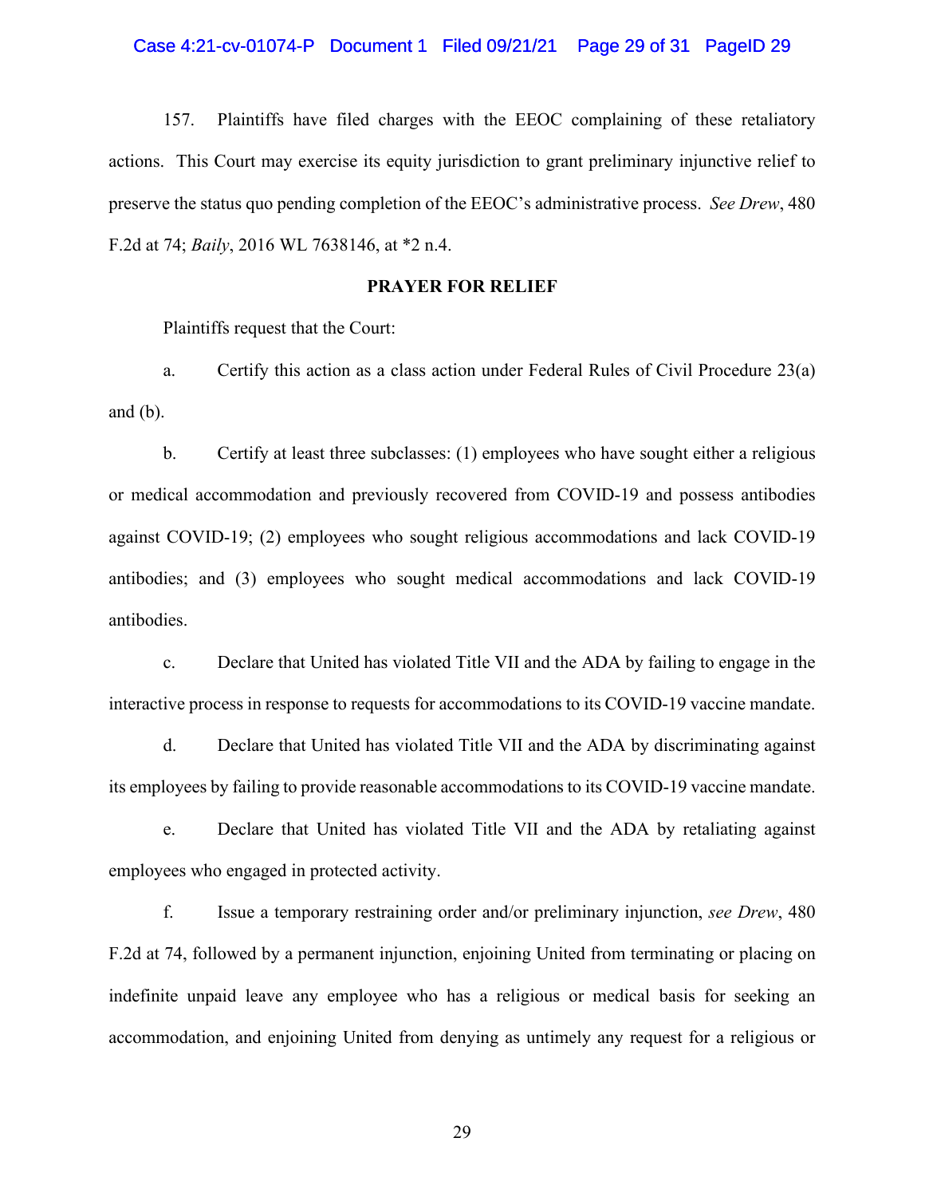157. Plaintiffs have filed charges with the EEOC complaining of these retaliatory actions. This Court may exercise its equity jurisdiction to grant preliminary injunctive relief to preserve the status quo pending completion of the EEOC's administrative process. *See Drew*, 480 F.2d at 74; *Baily*, 2016 WL 7638146, at *2 n.4.

**PRAYER FOR RELIEF**

Plaintiffs request that the Court:

a. Certify this action as a class action under Federal Rules of Civil Procedure 23(a) and (b).

b. Certify at least three subclasses: (1) employees who have sought either a religious or medical accommodation and previously recovered from COVID-19 and possess antibodies against COVID-19; (2) employees who sought religious accommodations and lack COVID-19 antibodies; and (3) employees who sought medical accommodations and lack COVID-19 antibodies.

c. Declare that United has violated Title VII and the ADA by failing to engage in the interactive process in response to requests for accommodations to its COVID-19 vaccine mandate.

d. Declare that United has violated Title VII and the ADA by discriminating against its employees by failing to provide reasonable accommodations to its COVID-19 vaccine mandate.

e. Declare that United has violated Title VII and the ADA by retaliating against employees who engaged in protected activity.

f. Issue a temporary restraining order and/or preliminary injunction, *see Drew*, 480 F.2d at 74, followed by a permanent injunction, enjoining United from terminating or placing on indefinite unpaid leave any employee who has a religious or medical basis for seeking an accommodation, and enjoining United from denying as untimely any request for a religious or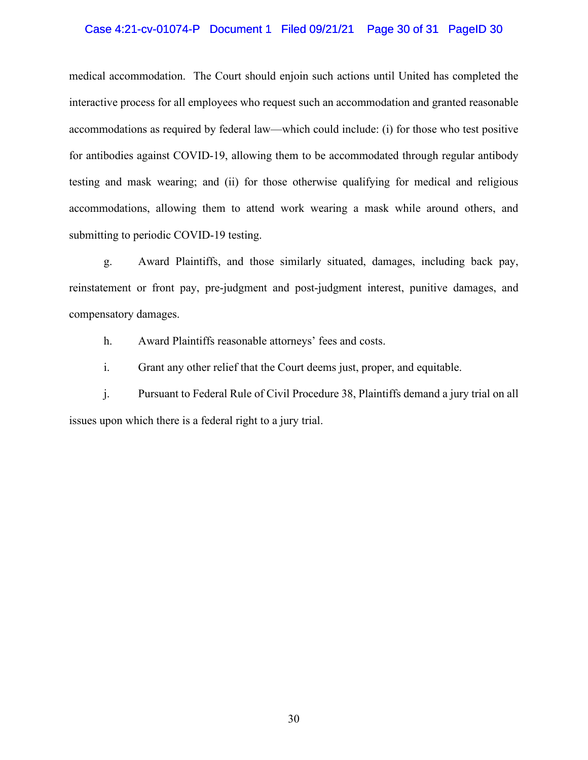medical accommodation. The Court should enjoin such actions until United has completed the interactive process for all employees who request such an accommodation and granted reasonable accommodations as required by federal law—which could include: (i) for those who test positive for antibodies against COVID-19, allowing them to be accommodated through regular antibody testing and mask wearing; and (ii) for those otherwise qualifying for medical and religious accommodations, allowing them to attend work wearing a mask while around others, and submitting to periodic COVID-19 testing.

g. Award Plaintiffs, and those similarly situated, damages, including back pay, reinstatement or front pay, pre-judgment and post-judgment interest, punitive damages, and compensatory damages.

h. Award Plaintiffs reasonable attorneys' fees and costs.

i. Grant any other relief that the Court deems just, proper, and equitable.

j. Pursuant to Federal Rule of Civil Procedure 38, Plaintiffs demand a jury trial on all issues upon which there is a federal right to a jury trial.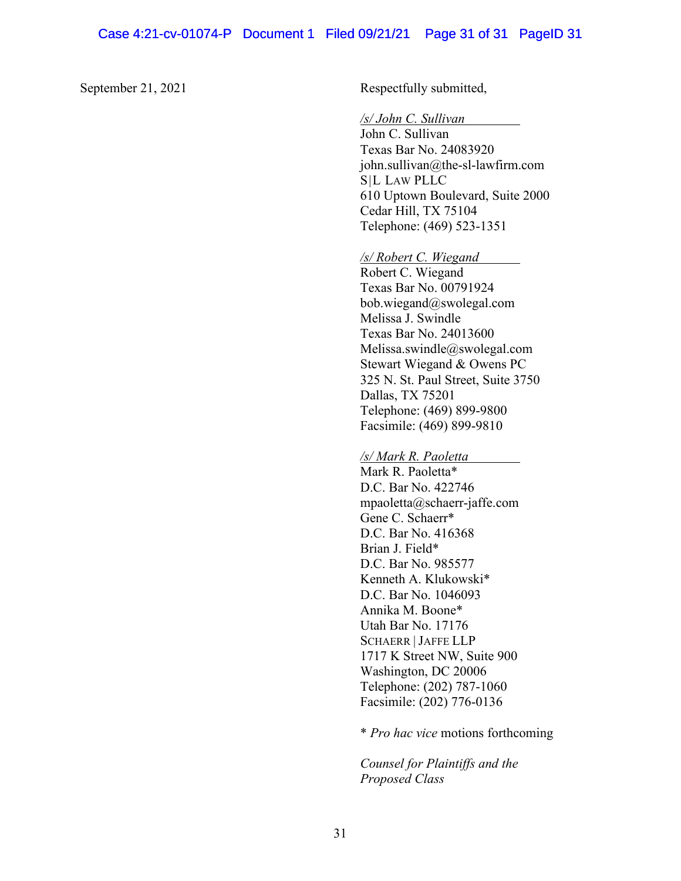September 21, 2021

Respectfully submitted,

*/s/ John C. Sullivan*
John C. Sullivan
Texas Bar No. 24083920
john.sullivan@the-sl-lawfirm.com
S|L LAW PLLC
610 Uptown Boulevard, Suite 2000
Cedar Hill, TX 75104
Telephone: (469) 523-1351

*/s/ Robert C. Wiegand*
Robert C. Wiegand
Texas Bar No. 00791924
bob.wiegand@swolegal.com
Melissa J. Swindle
Texas Bar No. 24013600
Melissa.swindle@swolegal.com
Stewart Wiegand & Owens PC
325 N. St. Paul Street, Suite 3750
Dallas, TX 75201
Telephone: (469) 899-9800
Facsimile: (469) 899-9810

*/s/ Mark R. Paoletta*
Mark R. Paoletta*
D.C. Bar No. 422746
mpaoletta@schaerr-jaffe.com
Gene C. Schaerr*
D.C. Bar No. 416368
Brian J. Field*
D.C. Bar No. 985577
Kenneth A. Klukowski*
D.C. Bar No. 1046093
Annika M. Boone*
Utah Bar No. 17176
SCHAERR | JAFFE LLP
1717 K Street NW, Suite 900
Washington, DC 20006
Telephone: (202) 787-1060
Facsimile: (202) 776-0136

* *Pro hac vice* motions forthcoming

*Counsel for Plaintiffs and the Proposed Class*